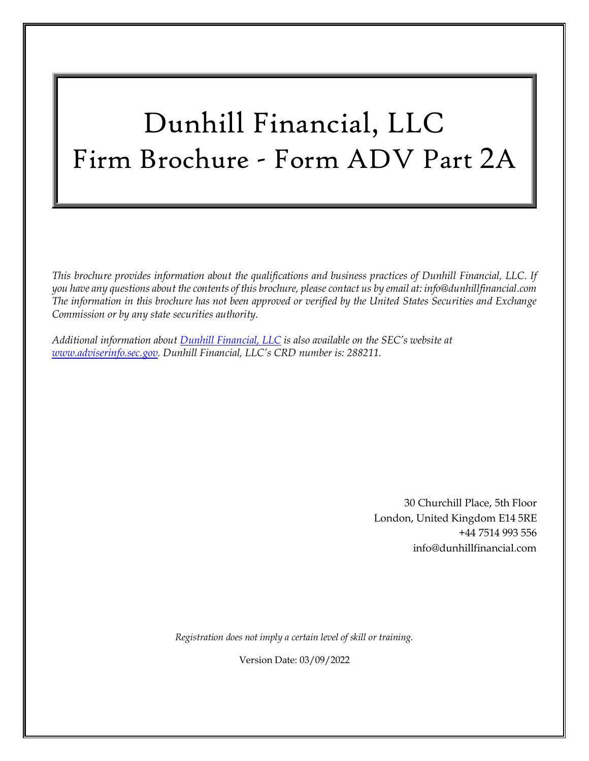# Dunhill Financial, LLC
# Firm Brochure - Form ADV Part 2A

*This brochure provides information about the qualifications and business practices of Dunhill Financial, LLC. If you have any questions about the contents of this brochure, please contact us by email at: info@dunhillfinancial.com The information in this brochure has not been approved or verified by the United States Securities and Exchange Commission or by any state securities authority.*

*Additional information about [Dunhill Financial, LLC](www.adviserinfo.sec.gov) is also available on the SEC's website at [www.adviserinfo.sec.gov](www.adviserinfo.sec.gov). Dunhill Financial, LLC's CRD number is: 288211.*

30 Churchill Place, 5th Floor
London, United Kingdom E14 5RE
+44 7514 993 556
info@dunhillfinancial.com

*Registration does not imply a certain level of skill or training.*

Version Date: 03/09/2022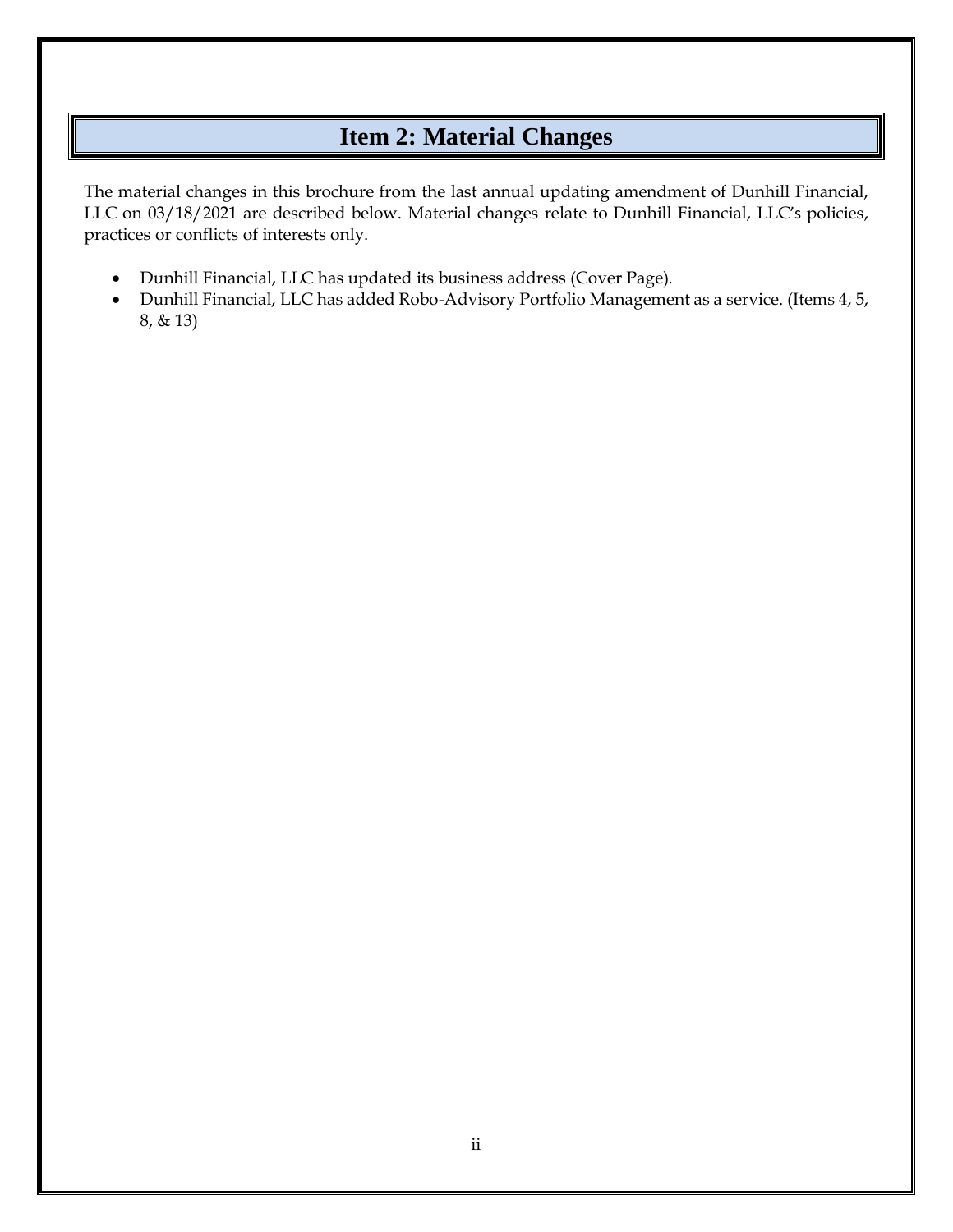# Item 2: Material Changes

The material changes in this brochure from the last annual updating amendment of Dunhill Financial, LLC on 03/18/2021 are described below. Material changes relate to Dunhill Financial, LLC's policies, practices or conflicts of interests only.

- Dunhill Financial, LLC has updated its business address (Cover Page).
- Dunhill Financial, LLC has added Robo-Advisory Portfolio Management as a service. (Items 4, 5, 8, & 13)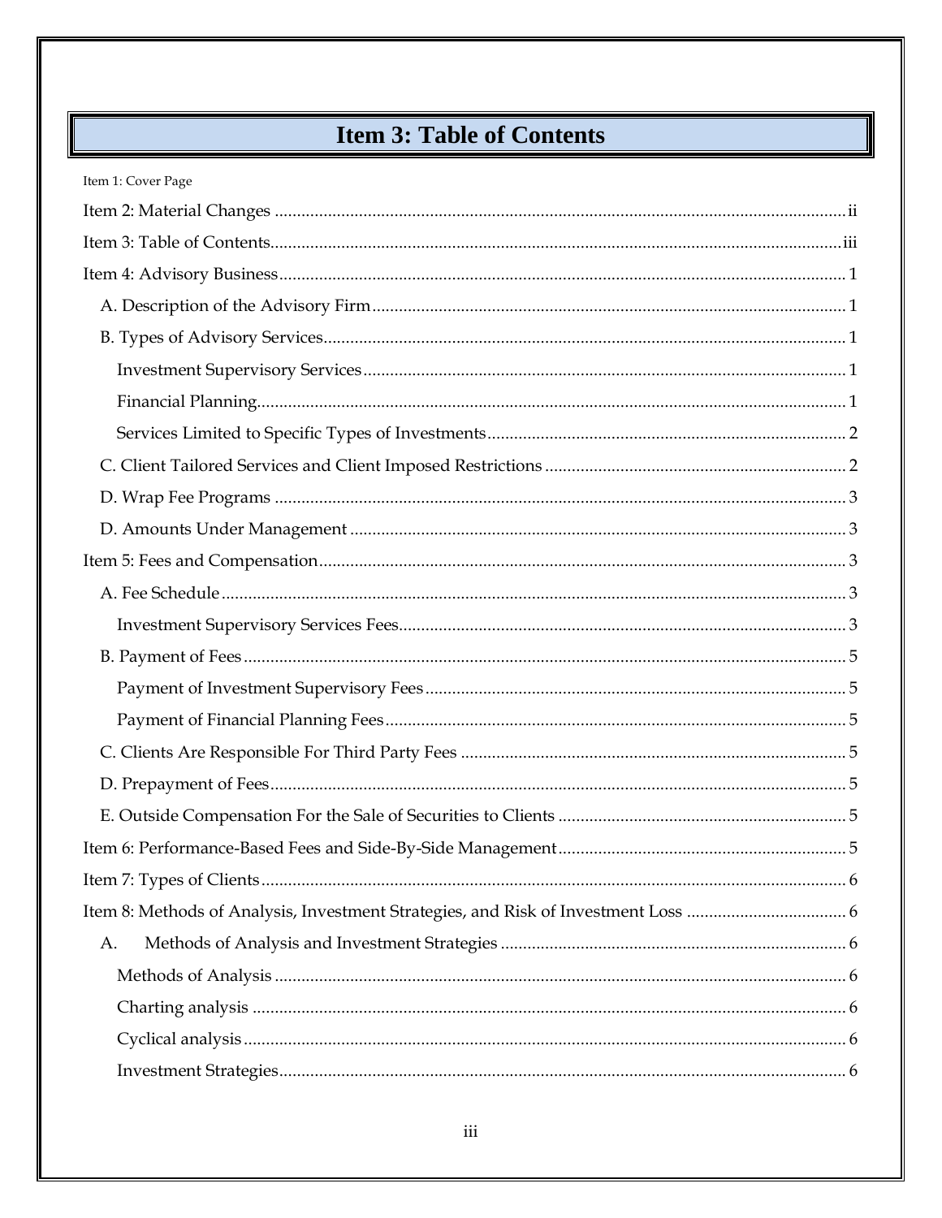# Item 3: Table of Contents

Item 1: Cover Page

Item 2: Material Changes ..... ii

Item 3: Table of Contents ..... iii

Item 4: Advisory Business ..... 1

- A. Description of the Advisory Firm ..... 1
- B. Types of Advisory Services ..... 1
  - Investment Supervisory Services ..... 1
  - Financial Planning ..... 1
  - Services Limited to Specific Types of Investments ..... 2
- C. Client Tailored Services and Client Imposed Restrictions ..... 2
- D. Wrap Fee Programs ..... 3
- D. Amounts Under Management ..... 3

Item 5: Fees and Compensation ..... 3

- A. Fee Schedule ..... 3
  - Investment Supervisory Services Fees ..... 3
- B. Payment of Fees ..... 5
  - Payment of Investment Supervisory Fees ..... 5
  - Payment of Financial Planning Fees ..... 5
- C. Clients Are Responsible For Third Party Fees ..... 5
- D. Prepayment of Fees ..... 5
- E. Outside Compensation For the Sale of Securities to Clients ..... 5

Item 6: Performance-Based Fees and Side-By-Side Management ..... 5

Item 7: Types of Clients ..... 6

Item 8: Methods of Analysis, Investment Strategies, and Risk of Investment Loss ..... 6

- A. Methods of Analysis and Investment Strategies ..... 6
  - Methods of Analysis ..... 6
  - Charting analysis ..... 6
  - Cyclical analysis ..... 6
  - Investment Strategies ..... 6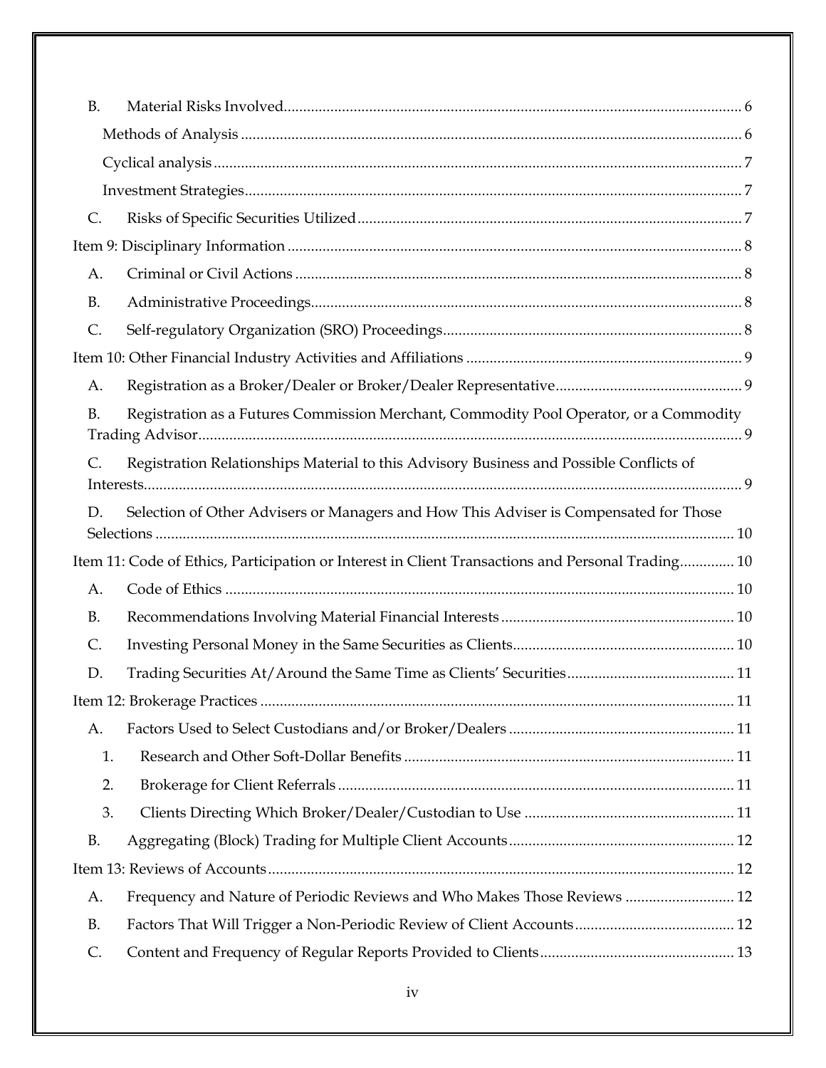B. Material Risks Involved ... 6

Methods of Analysis ... 6

Cyclical analysis ... 7

Investment Strategies ... 7

C. Risks of Specific Securities Utilized ... 7

Item 9: Disciplinary Information ... 8

A. Criminal or Civil Actions ... 8

B. Administrative Proceedings ... 8

C. Self-regulatory Organization (SRO) Proceedings ... 8

Item 10: Other Financial Industry Activities and Affiliations ... 9

A. Registration as a Broker/Dealer or Broker/Dealer Representative ... 9

B. Registration as a Futures Commission Merchant, Commodity Pool Operator, or a Commodity Trading Advisor ... 9

C. Registration Relationships Material to this Advisory Business and Possible Conflicts of Interests ... 9

D. Selection of Other Advisers or Managers and How This Adviser is Compensated for Those Selections ... 10

Item 11: Code of Ethics, Participation or Interest in Client Transactions and Personal Trading ... 10

A. Code of Ethics ... 10

B. Recommendations Involving Material Financial Interests ... 10

C. Investing Personal Money in the Same Securities as Clients ... 10

D. Trading Securities At/Around the Same Time as Clients' Securities ... 11

Item 12: Brokerage Practices ... 11

A. Factors Used to Select Custodians and/or Broker/Dealers ... 11

1. Research and Other Soft-Dollar Benefits ... 11
2. Brokerage for Client Referrals ... 11
3. Clients Directing Which Broker/Dealer/Custodian to Use ... 11

B. Aggregating (Block) Trading for Multiple Client Accounts ... 12

Item 13: Reviews of Accounts ... 12

A. Frequency and Nature of Periodic Reviews and Who Makes Those Reviews ... 12

B. Factors That Will Trigger a Non-Periodic Review of Client Accounts ... 12

C. Content and Frequency of Regular Reports Provided to Clients ... 13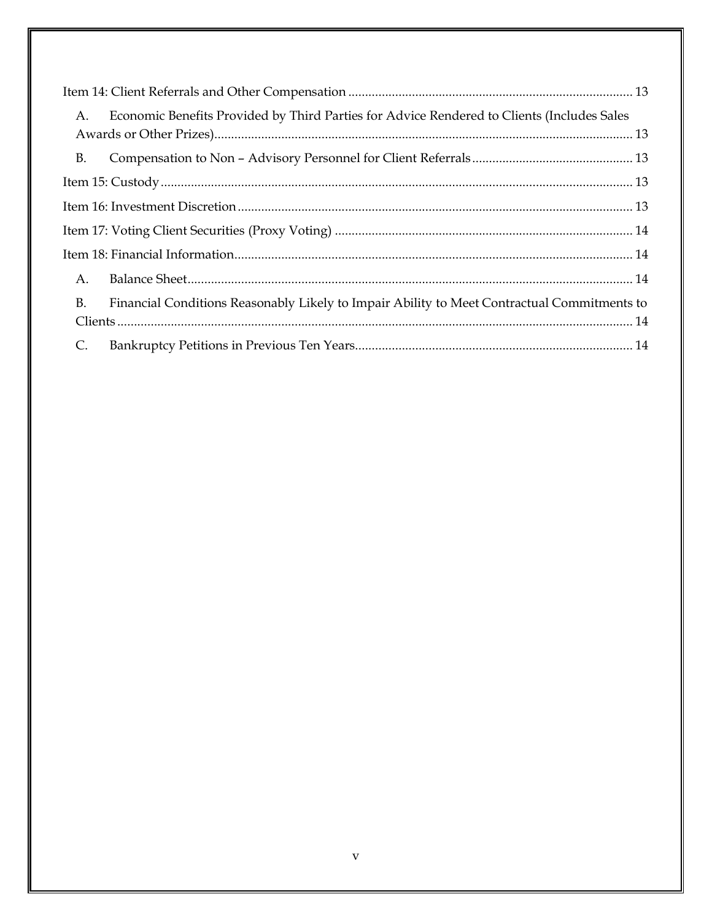Item 14: Client Referrals and Other Compensation ..................................................................................... 13

A. Economic Benefits Provided by Third Parties for Advice Rendered to Clients (Includes Sales Awards or Other Prizes)............................................................................................................................ 13

B. Compensation to Non – Advisory Personnel for Client Referrals................................................ 13

Item 15: Custody............................................................................................................................................ 13

Item 16: Investment Discretion..................................................................................................................... 13

Item 17: Voting Client Securities (Proxy Voting) ........................................................................................ 14

Item 18: Financial Information...................................................................................................................... 14

A. Balance Sheet.................................................................................................................................... 14

B. Financial Conditions Reasonably Likely to Impair Ability to Meet Contractual Commitments to Clients ......................................................................................................................................................... 14

C. Bankruptcy Petitions in Previous Ten Years.................................................................................. 14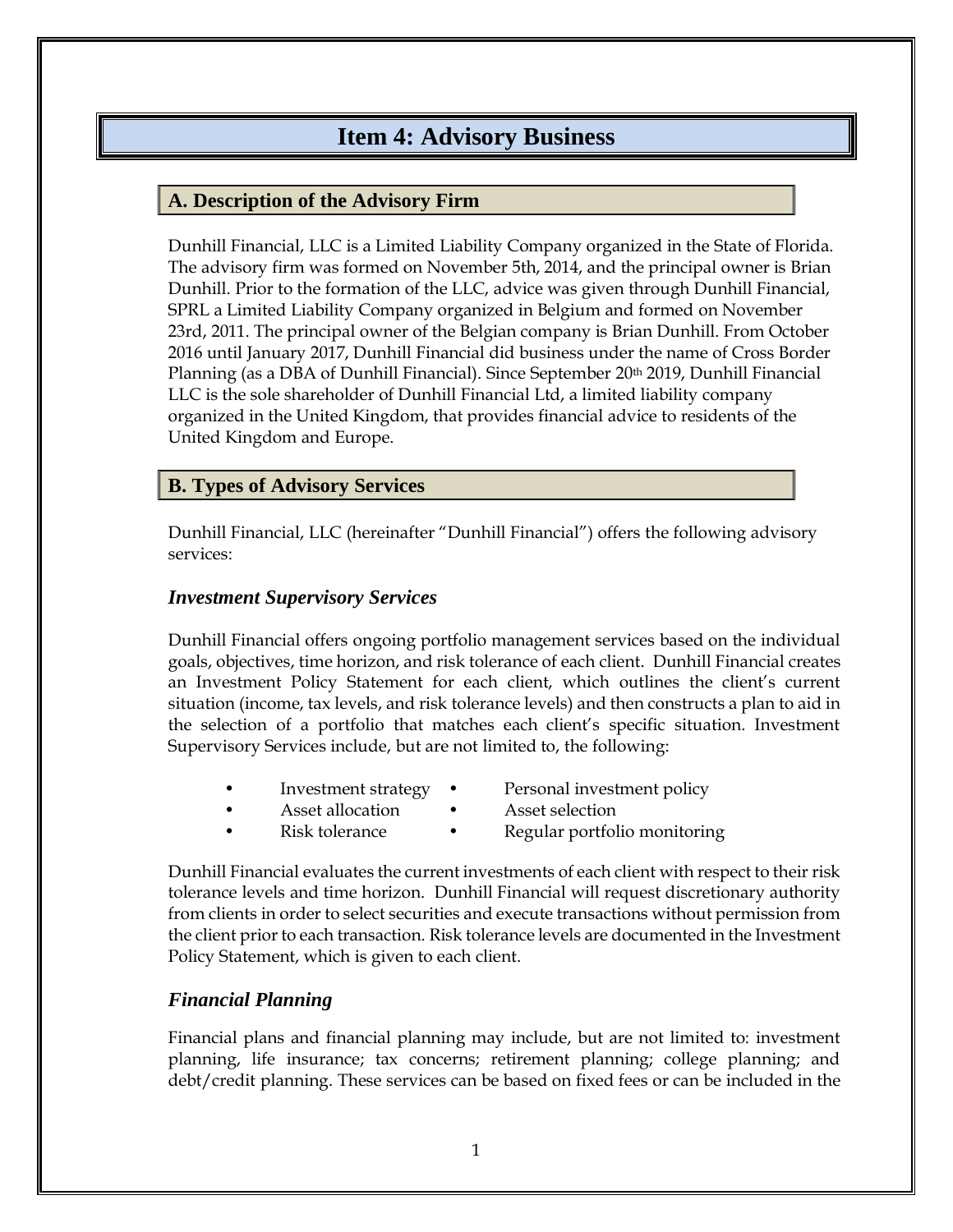# Item 4: Advisory Business

## A. Description of the Advisory Firm

Dunhill Financial, LLC is a Limited Liability Company organized in the State of Florida. The advisory firm was formed on November 5th, 2014, and the principal owner is Brian Dunhill. Prior to the formation of the LLC, advice was given through Dunhill Financial, SPRL a Limited Liability Company organized in Belgium and formed on November 23rd, 2011. The principal owner of the Belgian company is Brian Dunhill. From October 2016 until January 2017, Dunhill Financial did business under the name of Cross Border Planning (as a DBA of Dunhill Financial). Since September 20th 2019, Dunhill Financial LLC is the sole shareholder of Dunhill Financial Ltd, a limited liability company organized in the United Kingdom, that provides financial advice to residents of the United Kingdom and Europe.

## B. Types of Advisory Services

Dunhill Financial, LLC (hereinafter "Dunhill Financial") offers the following advisory services:

### *Investment Supervisory Services*

Dunhill Financial offers ongoing portfolio management services based on the individual goals, objectives, time horizon, and risk tolerance of each client. Dunhill Financial creates an Investment Policy Statement for each client, which outlines the client's current situation (income, tax levels, and risk tolerance levels) and then constructs a plan to aid in the selection of a portfolio that matches each client's specific situation. Investment Supervisory Services include, but are not limited to, the following:

- Investment strategy
- Asset allocation
- Risk tolerance
- Personal investment policy
- Asset selection
- Regular portfolio monitoring

Dunhill Financial evaluates the current investments of each client with respect to their risk tolerance levels and time horizon. Dunhill Financial will request discretionary authority from clients in order to select securities and execute transactions without permission from the client prior to each transaction. Risk tolerance levels are documented in the Investment Policy Statement, which is given to each client.

### *Financial Planning*

Financial plans and financial planning may include, but are not limited to: investment planning, life insurance; tax concerns; retirement planning; college planning; and debt/credit planning. These services can be based on fixed fees or can be included in the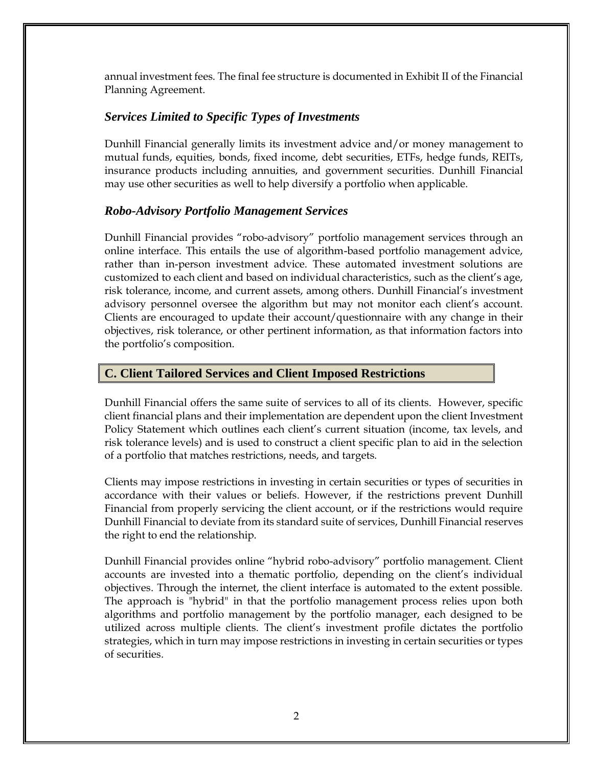annual investment fees. The final fee structure is documented in Exhibit II of the Financial Planning Agreement.

### *Services Limited to Specific Types of Investments*

Dunhill Financial generally limits its investment advice and/or money management to mutual funds, equities, bonds, fixed income, debt securities, ETFs, hedge funds, REITs, insurance products including annuities, and government securities. Dunhill Financial may use other securities as well to help diversify a portfolio when applicable.

### *Robo-Advisory Portfolio Management Services*

Dunhill Financial provides "robo-advisory" portfolio management services through an online interface. This entails the use of algorithm-based portfolio management advice, rather than in-person investment advice. These automated investment solutions are customized to each client and based on individual characteristics, such as the client's age, risk tolerance, income, and current assets, among others. Dunhill Financial's investment advisory personnel oversee the algorithm but may not monitor each client's account. Clients are encouraged to update their account/questionnaire with any change in their objectives, risk tolerance, or other pertinent information, as that information factors into the portfolio's composition.

## C. Client Tailored Services and Client Imposed Restrictions

Dunhill Financial offers the same suite of services to all of its clients. However, specific client financial plans and their implementation are dependent upon the client Investment Policy Statement which outlines each client's current situation (income, tax levels, and risk tolerance levels) and is used to construct a client specific plan to aid in the selection of a portfolio that matches restrictions, needs, and targets.

Clients may impose restrictions in investing in certain securities or types of securities in accordance with their values or beliefs. However, if the restrictions prevent Dunhill Financial from properly servicing the client account, or if the restrictions would require Dunhill Financial to deviate from its standard suite of services, Dunhill Financial reserves the right to end the relationship.

Dunhill Financial provides online "hybrid robo-advisory" portfolio management. Client accounts are invested into a thematic portfolio, depending on the client's individual objectives. Through the internet, the client interface is automated to the extent possible. The approach is "hybrid" in that the portfolio management process relies upon both algorithms and portfolio management by the portfolio manager, each designed to be utilized across multiple clients. The client's investment profile dictates the portfolio strategies, which in turn may impose restrictions in investing in certain securities or types of securities.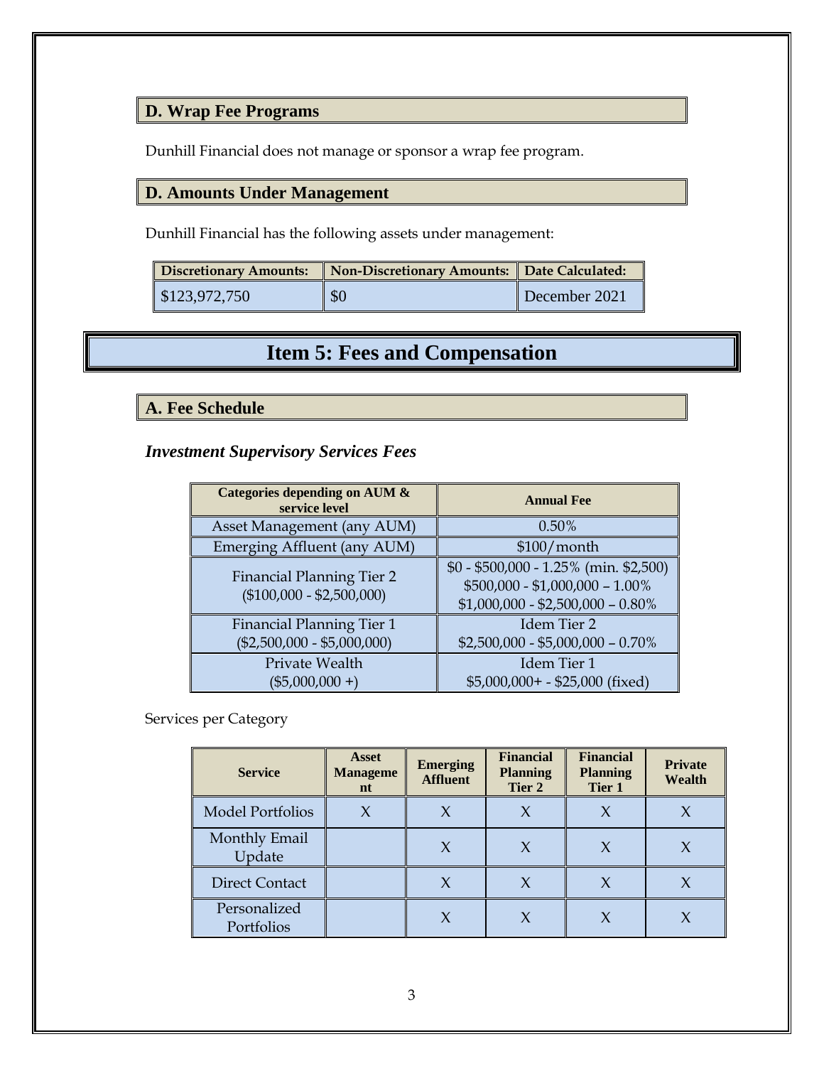### D. Wrap Fee Programs

Dunhill Financial does not manage or sponsor a wrap fee program.

### D. Amounts Under Management

Dunhill Financial has the following assets under management:

| Discretionary Amounts: | Non-Discretionary Amounts: | Date Calculated: |
|---|---|---|
| $123,972,750 | $0 | December 2021 |

## Item 5: Fees and Compensation

### A. Fee Schedule

***Investment Supervisory Services Fees***

| Categories depending on AUM & service level | Annual Fee |
|---|---|
| Asset Management (any AUM) | 0.50% |
| Emerging Affluent (any AUM) | $100/month |
| Financial Planning Tier 2 ($100,000 - $2,500,000) | $0 - $500,000 - 1.25% (min. $2,500)<br>$500,000 - $1,000,000 – 1.00%<br>$1,000,000 - $2,500,000 – 0.80% |
| Financial Planning Tier 1 ($2,500,000 - $5,000,000) | Idem Tier 2<br>$2,500,000 - $5,000,000 – 0.70% |
| Private Wealth ($5,000,000 +) | Idem Tier 1<br>$5,000,000+ - $25,000 (fixed) |

Services per Category

| Service | Asset Management | Emerging Affluent | Financial Planning Tier 2 | Financial Planning Tier 1 | Private Wealth |
|---|---|---|---|---|---|
| Model Portfolios | X | X | X | X | X |
| Monthly Email Update | | X | X | X | X |
| Direct Contact | | X | X | X | X |
| Personalized Portfolios | | X | X | X | X |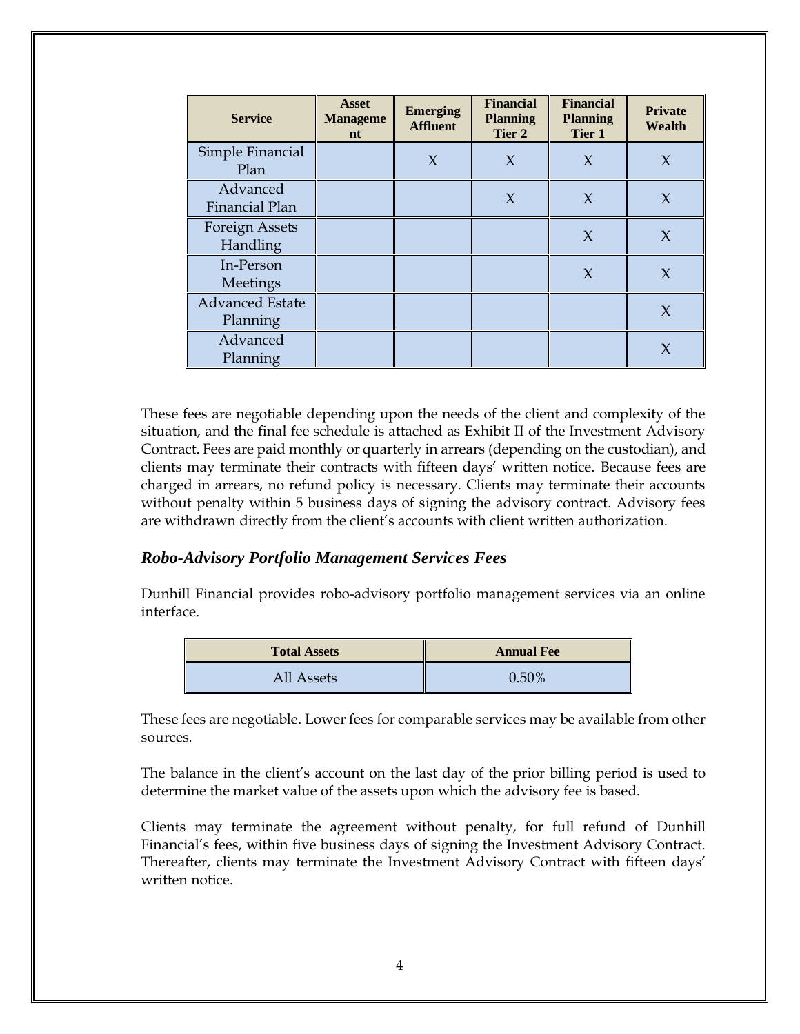| Service | Asset Management | Emerging Affluent | Financial Planning Tier 2 | Financial Planning Tier 1 | Private Wealth |
|---|---|---|---|---|---|
| Simple Financial Plan | | X | X | X | X |
| Advanced Financial Plan | | | X | X | X |
| Foreign Assets Handling | | | | X | X |
| In-Person Meetings | | | | X | X |
| Advanced Estate Planning | | | | | X |
| Advanced Planning | | | | | X |

These fees are negotiable depending upon the needs of the client and complexity of the situation, and the final fee schedule is attached as Exhibit II of the Investment Advisory Contract. Fees are paid monthly or quarterly in arrears (depending on the custodian), and clients may terminate their contracts with fifteen days' written notice. Because fees are charged in arrears, no refund policy is necessary. Clients may terminate their accounts without penalty within 5 business days of signing the advisory contract. Advisory fees are withdrawn directly from the client's accounts with client written authorization.

### *Robo-Advisory Portfolio Management Services Fees*

Dunhill Financial provides robo-advisory portfolio management services via an online interface.

| Total Assets | Annual Fee |
|---|---|
| All Assets | 0.50% |

These fees are negotiable. Lower fees for comparable services may be available from other sources.

The balance in the client's account on the last day of the prior billing period is used to determine the market value of the assets upon which the advisory fee is based.

Clients may terminate the agreement without penalty, for full refund of Dunhill Financial's fees, within five business days of signing the Investment Advisory Contract. Thereafter, clients may terminate the Investment Advisory Contract with fifteen days' written notice.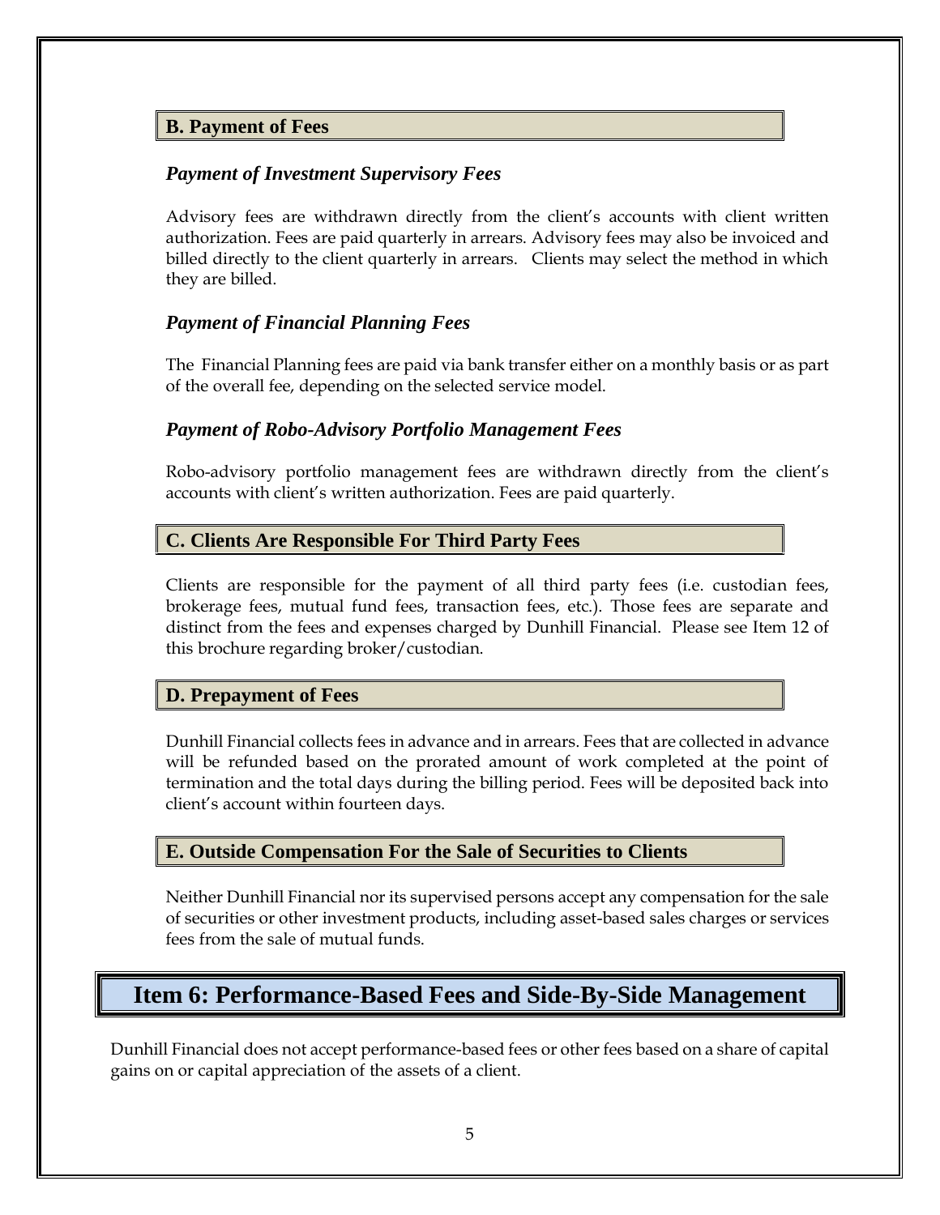### B. Payment of Fees

#### *Payment of Investment Supervisory Fees*

Advisory fees are withdrawn directly from the client's accounts with client written authorization. Fees are paid quarterly in arrears. Advisory fees may also be invoiced and billed directly to the client quarterly in arrears. Clients may select the method in which they are billed.

#### *Payment of Financial Planning Fees*

The Financial Planning fees are paid via bank transfer either on a monthly basis or as part of the overall fee, depending on the selected service model.

#### *Payment of Robo-Advisory Portfolio Management Fees*

Robo-advisory portfolio management fees are withdrawn directly from the client's accounts with client's written authorization. Fees are paid quarterly.

### C. Clients Are Responsible For Third Party Fees

Clients are responsible for the payment of all third party fees (i.e. custodian fees, brokerage fees, mutual fund fees, transaction fees, etc.). Those fees are separate and distinct from the fees and expenses charged by Dunhill Financial. Please see Item 12 of this brochure regarding broker/custodian.

### D. Prepayment of Fees

Dunhill Financial collects fees in advance and in arrears. Fees that are collected in advance will be refunded based on the prorated amount of work completed at the point of termination and the total days during the billing period. Fees will be deposited back into client's account within fourteen days.

### E. Outside Compensation For the Sale of Securities to Clients

Neither Dunhill Financial nor its supervised persons accept any compensation for the sale of securities or other investment products, including asset-based sales charges or services fees from the sale of mutual funds.

## Item 6: Performance-Based Fees and Side-By-Side Management

Dunhill Financial does not accept performance-based fees or other fees based on a share of capital gains on or capital appreciation of the assets of a client.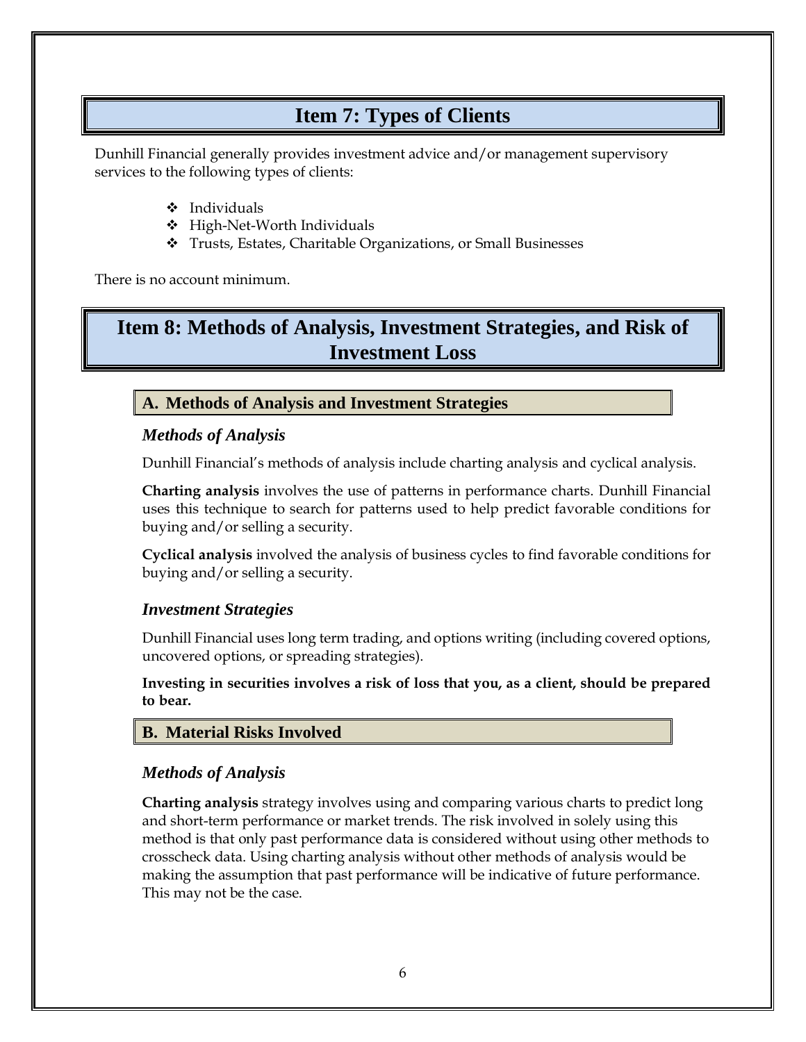# Item 7: Types of Clients

Dunhill Financial generally provides investment advice and/or management supervisory services to the following types of clients:

- Individuals
- High-Net-Worth Individuals
- Trusts, Estates, Charitable Organizations, or Small Businesses

There is no account minimum.

# Item 8: Methods of Analysis, Investment Strategies, and Risk of Investment Loss

## A. Methods of Analysis and Investment Strategies

### *Methods of Analysis*

Dunhill Financial's methods of analysis include charting analysis and cyclical analysis.

**Charting analysis** involves the use of patterns in performance charts. Dunhill Financial uses this technique to search for patterns used to help predict favorable conditions for buying and/or selling a security.

**Cyclical analysis** involved the analysis of business cycles to find favorable conditions for buying and/or selling a security.

### *Investment Strategies*

Dunhill Financial uses long term trading, and options writing (including covered options, uncovered options, or spreading strategies).

**Investing in securities involves a risk of loss that you, as a client, should be prepared to bear.**

## B. Material Risks Involved

### *Methods of Analysis*

**Charting analysis** strategy involves using and comparing various charts to predict long and short-term performance or market trends. The risk involved in solely using this method is that only past performance data is considered without using other methods to crosscheck data. Using charting analysis without other methods of analysis would be making the assumption that past performance will be indicative of future performance. This may not be the case.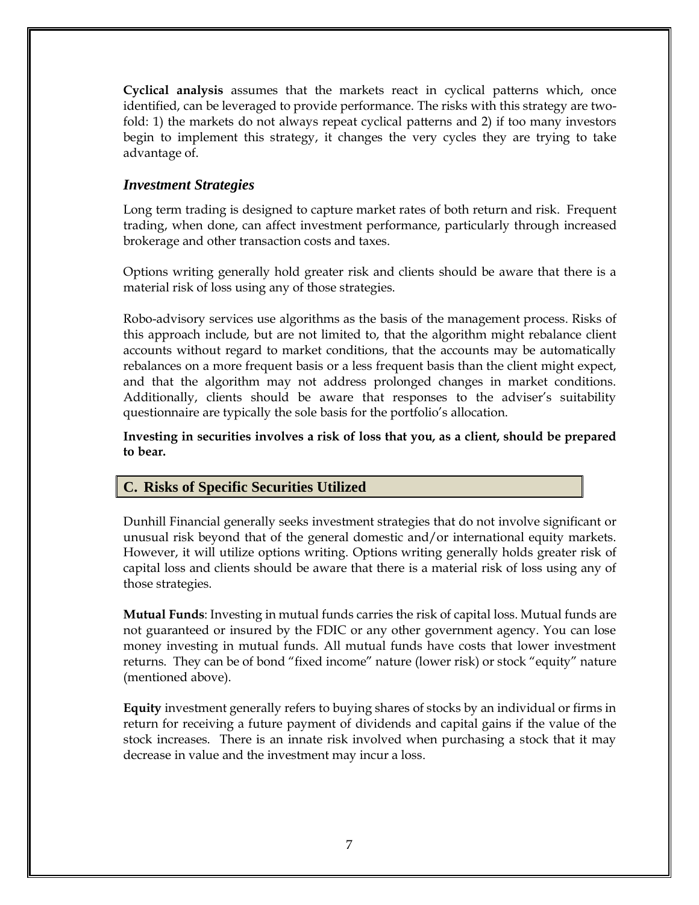**Cyclical analysis** assumes that the markets react in cyclical patterns which, once identified, can be leveraged to provide performance. The risks with this strategy are two-fold: 1) the markets do not always repeat cyclical patterns and 2) if too many investors begin to implement this strategy, it changes the very cycles they are trying to take advantage of.

### *Investment Strategies*

Long term trading is designed to capture market rates of both return and risk. Frequent trading, when done, can affect investment performance, particularly through increased brokerage and other transaction costs and taxes.

Options writing generally hold greater risk and clients should be aware that there is a material risk of loss using any of those strategies.

Robo-advisory services use algorithms as the basis of the management process. Risks of this approach include, but are not limited to, that the algorithm might rebalance client accounts without regard to market conditions, that the accounts may be automatically rebalances on a more frequent basis or a less frequent basis than the client might expect, and that the algorithm may not address prolonged changes in market conditions. Additionally, clients should be aware that responses to the adviser's suitability questionnaire are typically the sole basis for the portfolio's allocation.

**Investing in securities involves a risk of loss that you, as a client, should be prepared to bear.**

## C. Risks of Specific Securities Utilized

Dunhill Financial generally seeks investment strategies that do not involve significant or unusual risk beyond that of the general domestic and/or international equity markets. However, it will utilize options writing. Options writing generally holds greater risk of capital loss and clients should be aware that there is a material risk of loss using any of those strategies.

**Mutual Funds**: Investing in mutual funds carries the risk of capital loss. Mutual funds are not guaranteed or insured by the FDIC or any other government agency. You can lose money investing in mutual funds. All mutual funds have costs that lower investment returns. They can be of bond "fixed income" nature (lower risk) or stock "equity" nature (mentioned above).

**Equity** investment generally refers to buying shares of stocks by an individual or firms in return for receiving a future payment of dividends and capital gains if the value of the stock increases. There is an innate risk involved when purchasing a stock that it may decrease in value and the investment may incur a loss.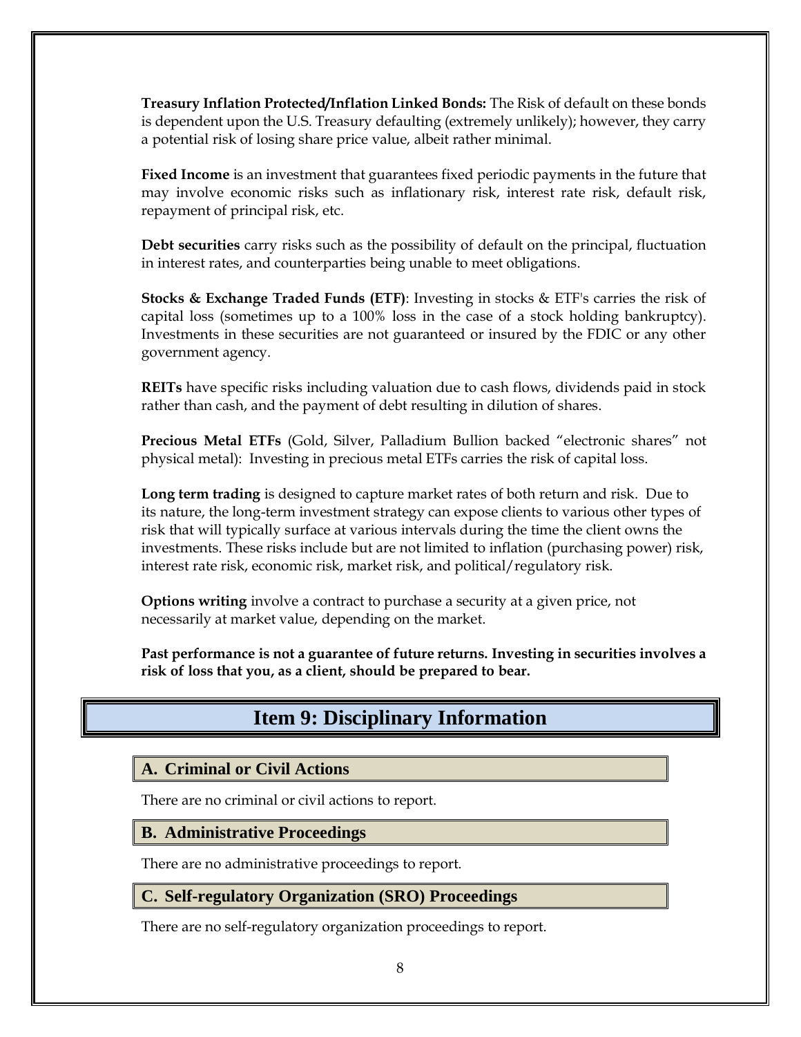**Treasury Inflation Protected/Inflation Linked Bonds:** The Risk of default on these bonds is dependent upon the U.S. Treasury defaulting (extremely unlikely); however, they carry a potential risk of losing share price value, albeit rather minimal.

**Fixed Income** is an investment that guarantees fixed periodic payments in the future that may involve economic risks such as inflationary risk, interest rate risk, default risk, repayment of principal risk, etc.

**Debt securities** carry risks such as the possibility of default on the principal, fluctuation in interest rates, and counterparties being unable to meet obligations.

**Stocks & Exchange Traded Funds (ETF)**: Investing in stocks & ETF's carries the risk of capital loss (sometimes up to a 100% loss in the case of a stock holding bankruptcy). Investments in these securities are not guaranteed or insured by the FDIC or any other government agency.

**REITs** have specific risks including valuation due to cash flows, dividends paid in stock rather than cash, and the payment of debt resulting in dilution of shares.

**Precious Metal ETFs** (Gold, Silver, Palladium Bullion backed "electronic shares" not physical metal): Investing in precious metal ETFs carries the risk of capital loss.

**Long term trading** is designed to capture market rates of both return and risk. Due to its nature, the long-term investment strategy can expose clients to various other types of risk that will typically surface at various intervals during the time the client owns the investments. These risks include but are not limited to inflation (purchasing power) risk, interest rate risk, economic risk, market risk, and political/regulatory risk.

**Options writing** involve a contract to purchase a security at a given price, not necessarily at market value, depending on the market.

**Past performance is not a guarantee of future returns. Investing in securities involves a risk of loss that you, as a client, should be prepared to bear.**

# Item 9: Disciplinary Information

## A. Criminal or Civil Actions

There are no criminal or civil actions to report.

## B. Administrative Proceedings

There are no administrative proceedings to report.

## C. Self-regulatory Organization (SRO) Proceedings

There are no self-regulatory organization proceedings to report.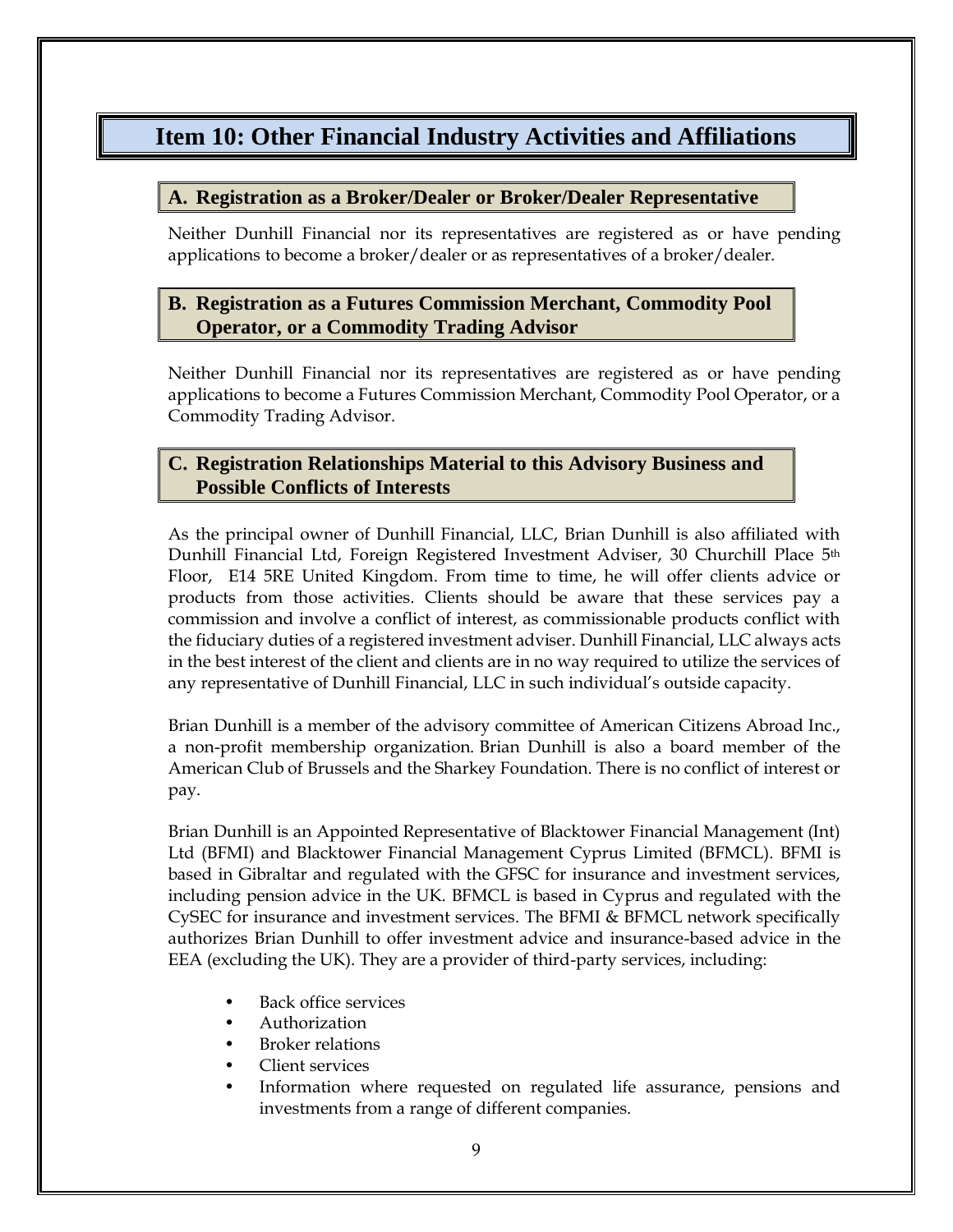# Item 10: Other Financial Industry Activities and Affiliations

## A. Registration as a Broker/Dealer or Broker/Dealer Representative

Neither Dunhill Financial nor its representatives are registered as or have pending applications to become a broker/dealer or as representatives of a broker/dealer.

## B. Registration as a Futures Commission Merchant, Commodity Pool Operator, or a Commodity Trading Advisor

Neither Dunhill Financial nor its representatives are registered as or have pending applications to become a Futures Commission Merchant, Commodity Pool Operator, or a Commodity Trading Advisor.

## C. Registration Relationships Material to this Advisory Business and Possible Conflicts of Interests

As the principal owner of Dunhill Financial, LLC, Brian Dunhill is also affiliated with Dunhill Financial Ltd, Foreign Registered Investment Adviser, 30 Churchill Place 5th Floor, E14 5RE United Kingdom. From time to time, he will offer clients advice or products from those activities. Clients should be aware that these services pay a commission and involve a conflict of interest, as commissionable products conflict with the fiduciary duties of a registered investment adviser. Dunhill Financial, LLC always acts in the best interest of the client and clients are in no way required to utilize the services of any representative of Dunhill Financial, LLC in such individual's outside capacity.

Brian Dunhill is a member of the advisory committee of American Citizens Abroad Inc., a non-profit membership organization. Brian Dunhill is also a board member of the American Club of Brussels and the Sharkey Foundation. There is no conflict of interest or pay.

Brian Dunhill is an Appointed Representative of Blacktower Financial Management (Int) Ltd (BFMI) and Blacktower Financial Management Cyprus Limited (BFMCL). BFMI is based in Gibraltar and regulated with the GFSC for insurance and investment services, including pension advice in the UK. BFMCL is based in Cyprus and regulated with the CySEC for insurance and investment services. The BFMI & BFMCL network specifically authorizes Brian Dunhill to offer investment advice and insurance-based advice in the EEA (excluding the UK). They are a provider of third-party services, including:

- Back office services
- Authorization
- Broker relations
- Client services
- Information where requested on regulated life assurance, pensions and investments from a range of different companies.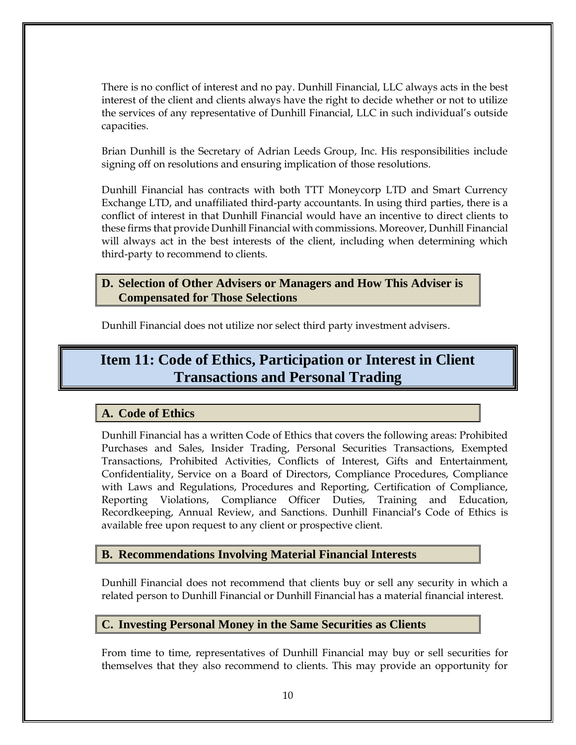There is no conflict of interest and no pay. Dunhill Financial, LLC always acts in the best interest of the client and clients always have the right to decide whether or not to utilize the services of any representative of Dunhill Financial, LLC in such individual's outside capacities.

Brian Dunhill is the Secretary of Adrian Leeds Group, Inc. His responsibilities include signing off on resolutions and ensuring implication of those resolutions.

Dunhill Financial has contracts with both TTT Moneycorp LTD and Smart Currency Exchange LTD, and unaffiliated third-party accountants. In using third parties, there is a conflict of interest in that Dunhill Financial would have an incentive to direct clients to these firms that provide Dunhill Financial with commissions. Moreover, Dunhill Financial will always act in the best interests of the client, including when determining which third-party to recommend to clients.

### D. Selection of Other Advisers or Managers and How This Adviser is Compensated for Those Selections

Dunhill Financial does not utilize nor select third party investment advisers.

## Item 11: Code of Ethics, Participation or Interest in Client Transactions and Personal Trading

### A. Code of Ethics

Dunhill Financial has a written Code of Ethics that covers the following areas: Prohibited Purchases and Sales, Insider Trading, Personal Securities Transactions, Exempted Transactions, Prohibited Activities, Conflicts of Interest, Gifts and Entertainment, Confidentiality, Service on a Board of Directors, Compliance Procedures, Compliance with Laws and Regulations, Procedures and Reporting, Certification of Compliance, Reporting Violations, Compliance Officer Duties, Training and Education, Recordkeeping, Annual Review, and Sanctions. Dunhill Financial's Code of Ethics is available free upon request to any client or prospective client.

### B. Recommendations Involving Material Financial Interests

Dunhill Financial does not recommend that clients buy or sell any security in which a related person to Dunhill Financial or Dunhill Financial has a material financial interest.

### C. Investing Personal Money in the Same Securities as Clients

From time to time, representatives of Dunhill Financial may buy or sell securities for themselves that they also recommend to clients. This may provide an opportunity for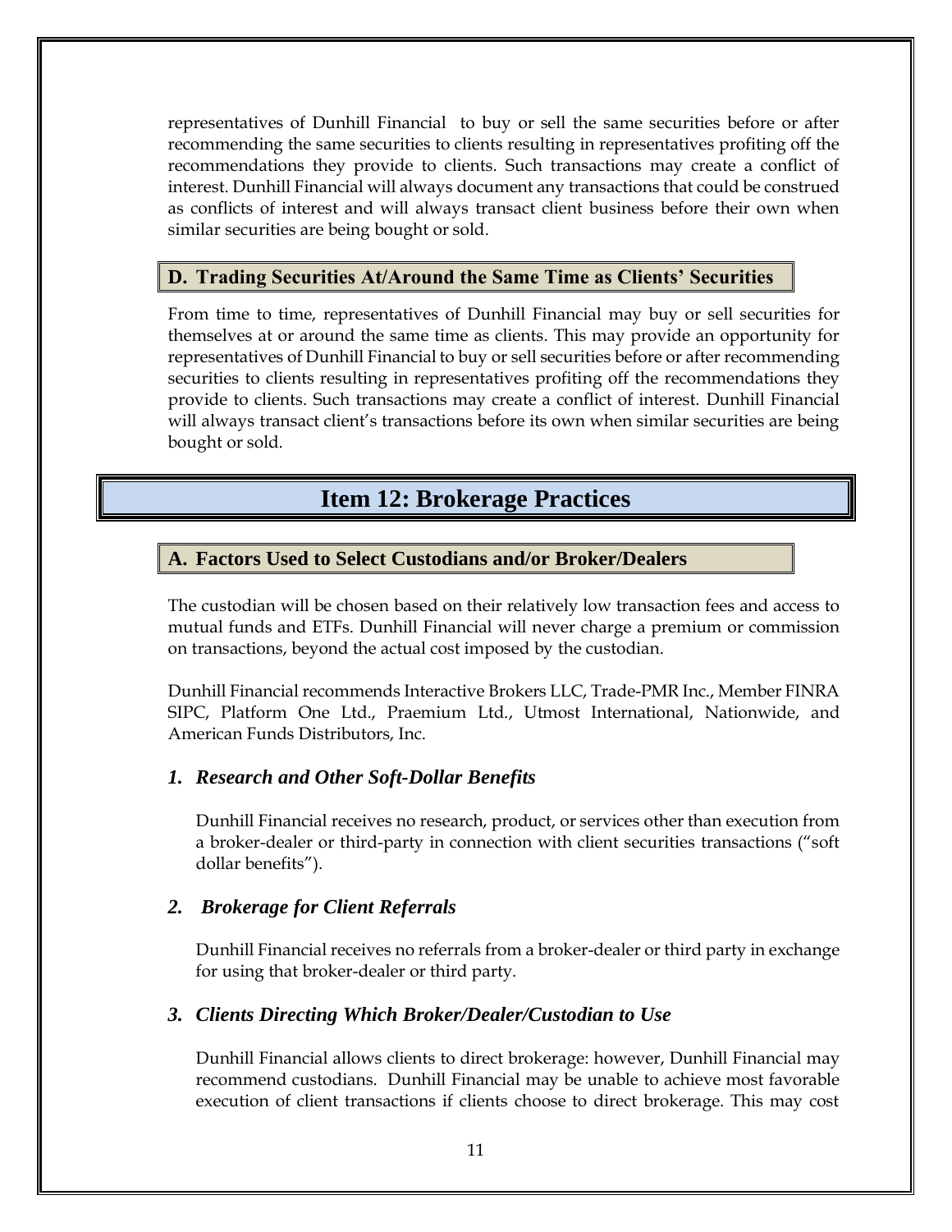representatives of Dunhill Financial to buy or sell the same securities before or after recommending the same securities to clients resulting in representatives profiting off the recommendations they provide to clients. Such transactions may create a conflict of interest. Dunhill Financial will always document any transactions that could be construed as conflicts of interest and will always transact client business before their own when similar securities are being bought or sold.

### D. Trading Securities At/Around the Same Time as Clients' Securities

From time to time, representatives of Dunhill Financial may buy or sell securities for themselves at or around the same time as clients. This may provide an opportunity for representatives of Dunhill Financial to buy or sell securities before or after recommending securities to clients resulting in representatives profiting off the recommendations they provide to clients. Such transactions may create a conflict of interest. Dunhill Financial will always transact client's transactions before its own when similar securities are being bought or sold.

## Item 12: Brokerage Practices

### A. Factors Used to Select Custodians and/or Broker/Dealers

The custodian will be chosen based on their relatively low transaction fees and access to mutual funds and ETFs. Dunhill Financial will never charge a premium or commission on transactions, beyond the actual cost imposed by the custodian.

Dunhill Financial recommends Interactive Brokers LLC, Trade-PMR Inc., Member FINRA SIPC, Platform One Ltd., Praemium Ltd., Utmost International, Nationwide, and American Funds Distributors, Inc.

#### *1. Research and Other Soft-Dollar Benefits*

Dunhill Financial receives no research, product, or services other than execution from a broker-dealer or third-party in connection with client securities transactions ("soft dollar benefits").

#### *2. Brokerage for Client Referrals*

Dunhill Financial receives no referrals from a broker-dealer or third party in exchange for using that broker-dealer or third party.

#### *3. Clients Directing Which Broker/Dealer/Custodian to Use*

Dunhill Financial allows clients to direct brokerage: however, Dunhill Financial may recommend custodians. Dunhill Financial may be unable to achieve most favorable execution of client transactions if clients choose to direct brokerage. This may cost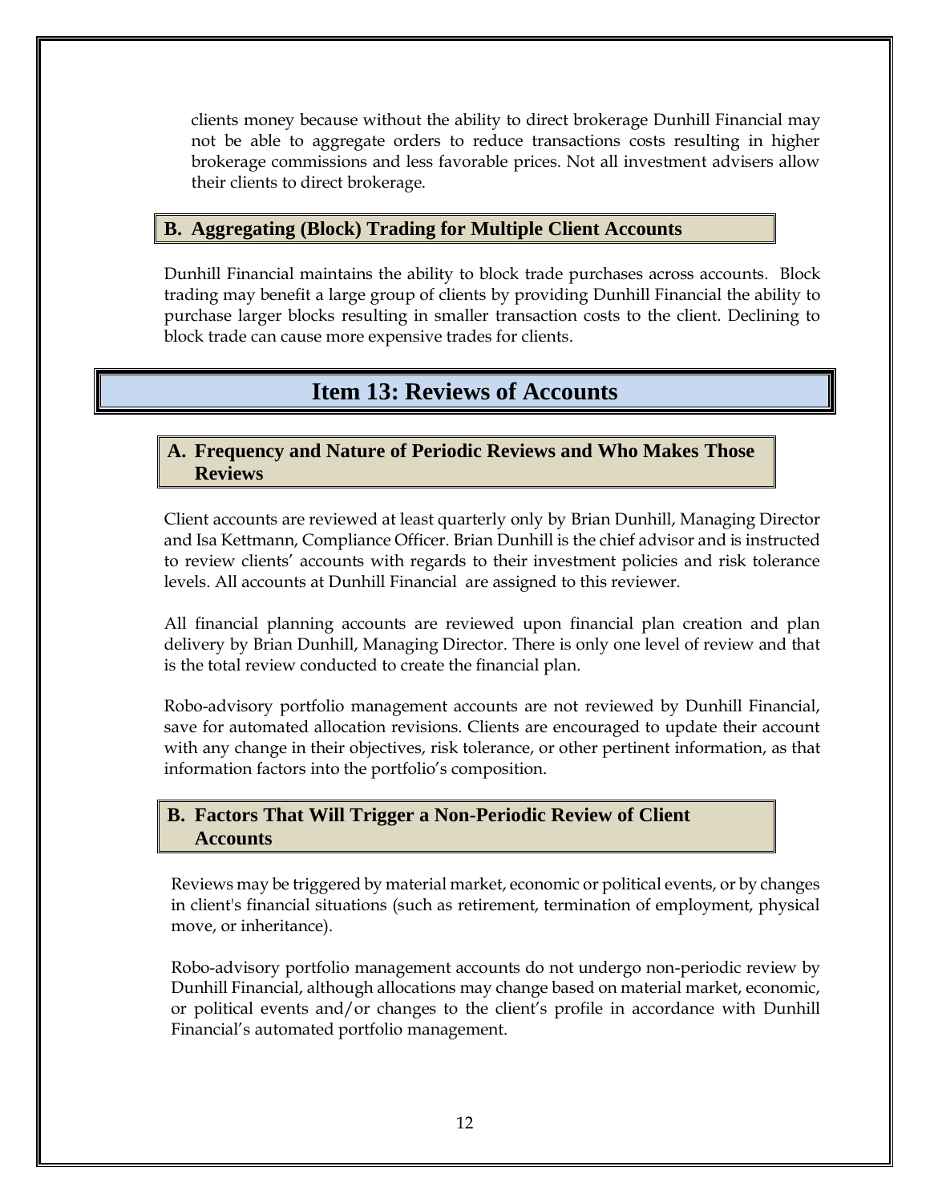clients money because without the ability to direct brokerage Dunhill Financial may not be able to aggregate orders to reduce transactions costs resulting in higher brokerage commissions and less favorable prices. Not all investment advisers allow their clients to direct brokerage.

### B. Aggregating (Block) Trading for Multiple Client Accounts

Dunhill Financial maintains the ability to block trade purchases across accounts. Block trading may benefit a large group of clients by providing Dunhill Financial the ability to purchase larger blocks resulting in smaller transaction costs to the client. Declining to block trade can cause more expensive trades for clients.

## Item 13: Reviews of Accounts

### A. Frequency and Nature of Periodic Reviews and Who Makes Those Reviews

Client accounts are reviewed at least quarterly only by Brian Dunhill, Managing Director and Isa Kettmann, Compliance Officer. Brian Dunhill is the chief advisor and is instructed to review clients' accounts with regards to their investment policies and risk tolerance levels. All accounts at Dunhill Financial are assigned to this reviewer.

All financial planning accounts are reviewed upon financial plan creation and plan delivery by Brian Dunhill, Managing Director. There is only one level of review and that is the total review conducted to create the financial plan.

Robo-advisory portfolio management accounts are not reviewed by Dunhill Financial, save for automated allocation revisions. Clients are encouraged to update their account with any change in their objectives, risk tolerance, or other pertinent information, as that information factors into the portfolio's composition.

### B. Factors That Will Trigger a Non-Periodic Review of Client Accounts

Reviews may be triggered by material market, economic or political events, or by changes in client's financial situations (such as retirement, termination of employment, physical move, or inheritance).

Robo-advisory portfolio management accounts do not undergo non-periodic review by Dunhill Financial, although allocations may change based on material market, economic, or political events and/or changes to the client's profile in accordance with Dunhill Financial's automated portfolio management.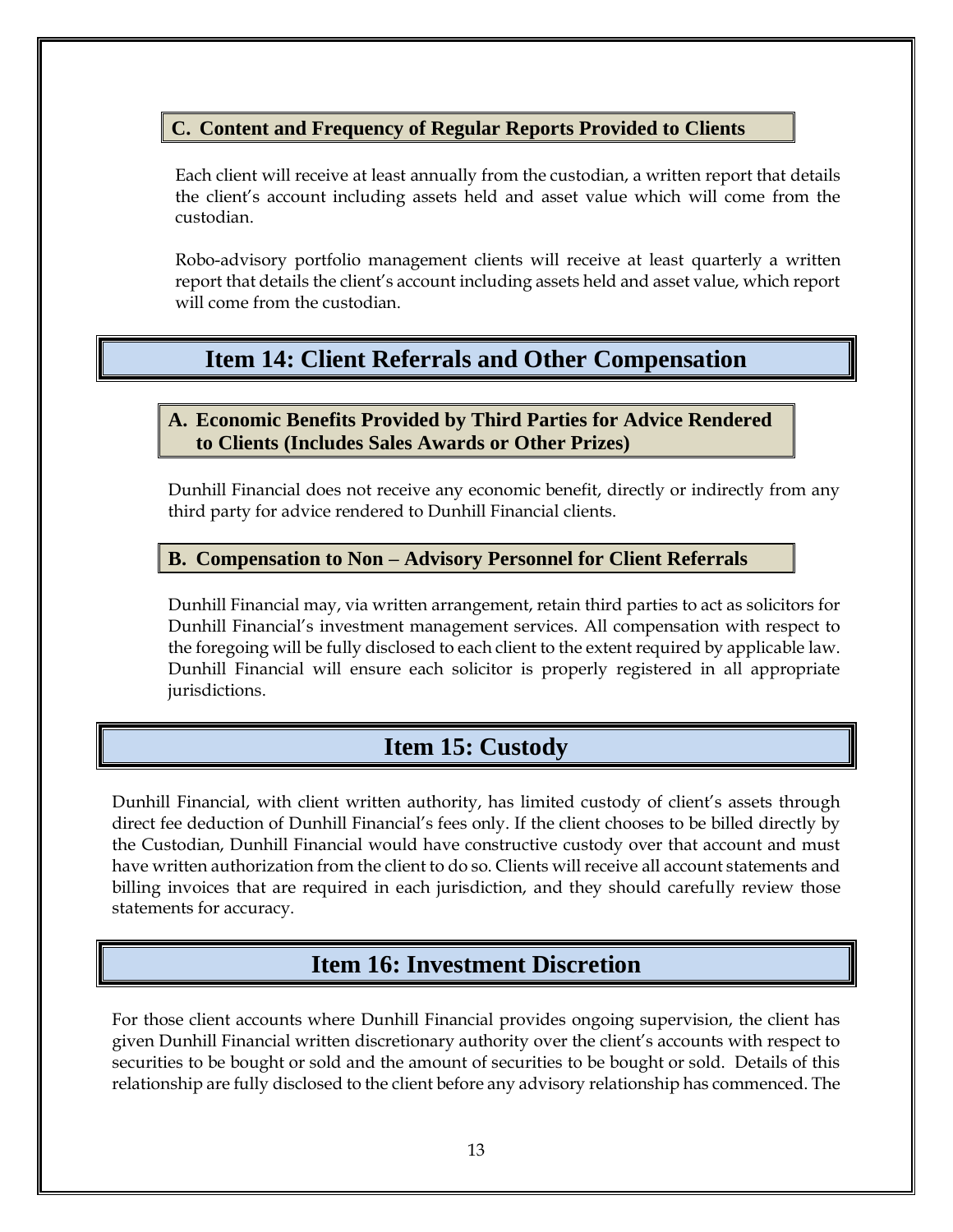### C. Content and Frequency of Regular Reports Provided to Clients

Each client will receive at least annually from the custodian, a written report that details the client's account including assets held and asset value which will come from the custodian.

Robo-advisory portfolio management clients will receive at least quarterly a written report that details the client's account including assets held and asset value, which report will come from the custodian.

## Item 14: Client Referrals and Other Compensation

### A. Economic Benefits Provided by Third Parties for Advice Rendered to Clients (Includes Sales Awards or Other Prizes)

Dunhill Financial does not receive any economic benefit, directly or indirectly from any third party for advice rendered to Dunhill Financial clients.

### B. Compensation to Non – Advisory Personnel for Client Referrals

Dunhill Financial may, via written arrangement, retain third parties to act as solicitors for Dunhill Financial's investment management services. All compensation with respect to the foregoing will be fully disclosed to each client to the extent required by applicable law. Dunhill Financial will ensure each solicitor is properly registered in all appropriate jurisdictions.

## Item 15: Custody

Dunhill Financial, with client written authority, has limited custody of client's assets through direct fee deduction of Dunhill Financial's fees only. If the client chooses to be billed directly by the Custodian, Dunhill Financial would have constructive custody over that account and must have written authorization from the client to do so. Clients will receive all account statements and billing invoices that are required in each jurisdiction, and they should carefully review those statements for accuracy.

## Item 16: Investment Discretion

For those client accounts where Dunhill Financial provides ongoing supervision, the client has given Dunhill Financial written discretionary authority over the client's accounts with respect to securities to be bought or sold and the amount of securities to be bought or sold. Details of this relationship are fully disclosed to the client before any advisory relationship has commenced. The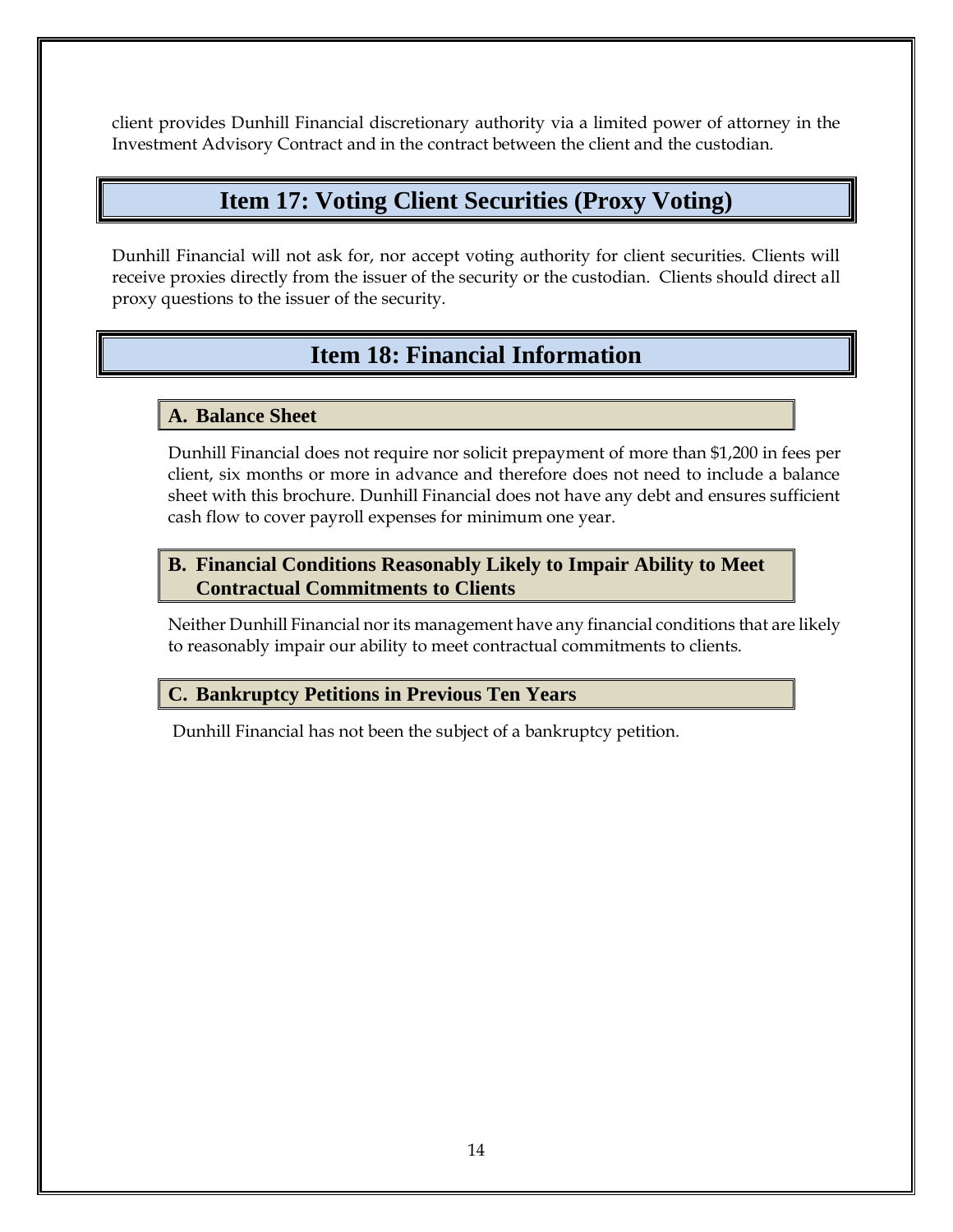client provides Dunhill Financial discretionary authority via a limited power of attorney in the Investment Advisory Contract and in the contract between the client and the custodian.

## Item 17: Voting Client Securities (Proxy Voting)

Dunhill Financial will not ask for, nor accept voting authority for client securities. Clients will receive proxies directly from the issuer of the security or the custodian. Clients should direct all proxy questions to the issuer of the security.

## Item 18: Financial Information

### A. Balance Sheet

Dunhill Financial does not require nor solicit prepayment of more than $1,200 in fees per client, six months or more in advance and therefore does not need to include a balance sheet with this brochure. Dunhill Financial does not have any debt and ensures sufficient cash flow to cover payroll expenses for minimum one year.

### B. Financial Conditions Reasonably Likely to Impair Ability to Meet Contractual Commitments to Clients

Neither Dunhill Financial nor its management have any financial conditions that are likely to reasonably impair our ability to meet contractual commitments to clients.

### C. Bankruptcy Petitions in Previous Ten Years

Dunhill Financial has not been the subject of a bankruptcy petition.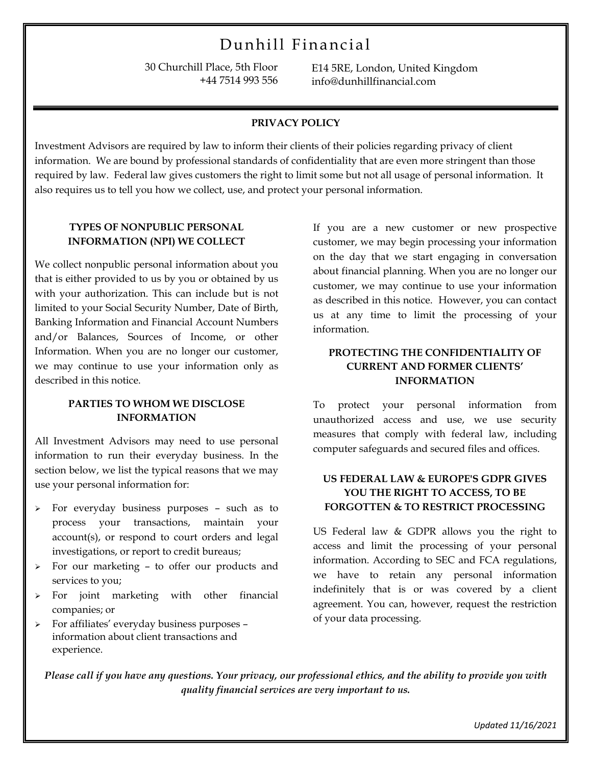# Dunhill Financial

30 Churchill Place, 5th Floor
E14 5RE, London, United Kingdom
+44 7514 993 556
info@dunhillfinancial.com

## PRIVACY POLICY

Investment Advisors are required by law to inform their clients of their policies regarding privacy of client information. We are bound by professional standards of confidentiality that are even more stringent than those required by law. Federal law gives customers the right to limit some but not all usage of personal information. It also requires us to tell you how we collect, use, and protect your personal information.

### TYPES OF NONPUBLIC PERSONAL INFORMATION (NPI) WE COLLECT

We collect nonpublic personal information about you that is either provided to us by you or obtained by us with your authorization. This can include but is not limited to your Social Security Number, Date of Birth, Banking Information and Financial Account Numbers and/or Balances, Sources of Income, or other Information. When you are no longer our customer, we may continue to use your information only as described in this notice.

### PARTIES TO WHOM WE DISCLOSE INFORMATION

All Investment Advisors may need to use personal information to run their everyday business. In the section below, we list the typical reasons that we may use your personal information for:

- For everyday business purposes – such as to process your transactions, maintain your account(s), or respond to court orders and legal investigations, or report to credit bureaus;
- For our marketing – to offer our products and services to you;
- For joint marketing with other financial companies; or
- For affiliates' everyday business purposes – information about client transactions and experience.

If you are a new customer or new prospective customer, we may begin processing your information on the day that we start engaging in conversation about financial planning. When you are no longer our customer, we may continue to use your information as described in this notice. However, you can contact us at any time to limit the processing of your information.

### PROTECTING THE CONFIDENTIALITY OF CURRENT AND FORMER CLIENTS' INFORMATION

To protect your personal information from unauthorized access and use, we use security measures that comply with federal law, including computer safeguards and secured files and offices.

### US FEDERAL LAW & EUROPE'S GDPR GIVES YOU THE RIGHT TO ACCESS, TO BE FORGOTTEN & TO RESTRICT PROCESSING

US Federal law & GDPR allows you the right to access and limit the processing of your personal information. According to SEC and FCA regulations, we have to retain any personal information indefinitely that is or was covered by a client agreement. You can, however, request the restriction of your data processing.

***Please call if you have any questions. Your privacy, our professional ethics, and the ability to provide you with quality financial services are very important to us.***

*Updated 11/16/2021*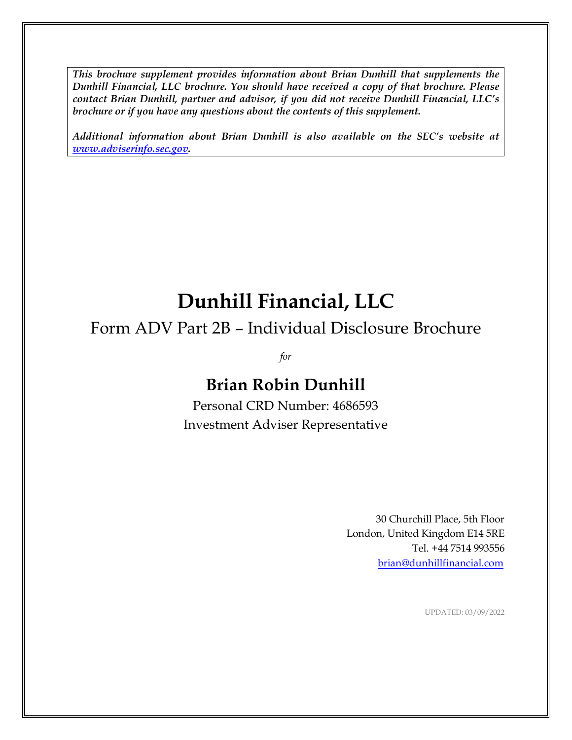***This brochure supplement provides information about Brian Dunhill that supplements the Dunhill Financial, LLC brochure. You should have received a copy of that brochure. Please contact Brian Dunhill, partner and advisor, if you did not receive Dunhill Financial, LLC's brochure or if you have any questions about the contents of this supplement.***

***Additional information about Brian Dunhill is also available on the SEC's website at [www.adviserinfo.sec.gov](http://www.adviserinfo.sec.gov).***

# Dunhill Financial, LLC

## Form ADV Part 2B – Individual Disclosure Brochure

*for*

## Brian Robin Dunhill

Personal CRD Number: 4686593

Investment Adviser Representative

30 Churchill Place, 5th Floor
London, United Kingdom E14 5RE
Tel. +44 7514 993556
[brian@dunhillfinancial.com](mailto:brian@dunhillfinancial.com)

UPDATED: 03/09/2022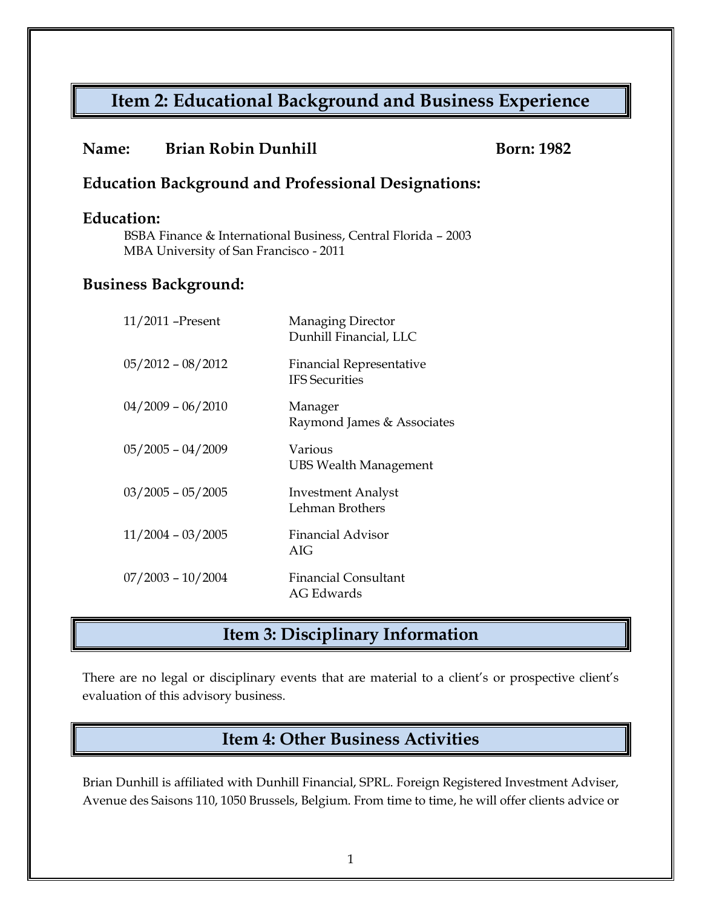## Item 2: Educational Background and Business Experience

**Name:** **Brian Robin Dunhill** **Born: 1982**

### Education Background and Professional Designations:

### Education:

BSBA Finance & International Business, Central Florida – 2003
MBA University of San Francisco - 2011

### Business Background:

| | |
|---|---|
| 11/2011 –Present | Managing Director<br>Dunhill Financial, LLC |
| 05/2012 – 08/2012 | Financial Representative<br>IFS Securities |
| 04/2009 – 06/2010 | Manager<br>Raymond James & Associates |
| 05/2005 – 04/2009 | Various<br>UBS Wealth Management |
| 03/2005 – 05/2005 | Investment Analyst<br>Lehman Brothers |
| 11/2004 – 03/2005 | Financial Advisor<br>AIG |
| 07/2003 – 10/2004 | Financial Consultant<br>AG Edwards |

## Item 3: Disciplinary Information

There are no legal or disciplinary events that are material to a client's or prospective client's evaluation of this advisory business.

## Item 4: Other Business Activities

Brian Dunhill is affiliated with Dunhill Financial, SPRL. Foreign Registered Investment Adviser, Avenue des Saisons 110, 1050 Brussels, Belgium. From time to time, he will offer clients advice or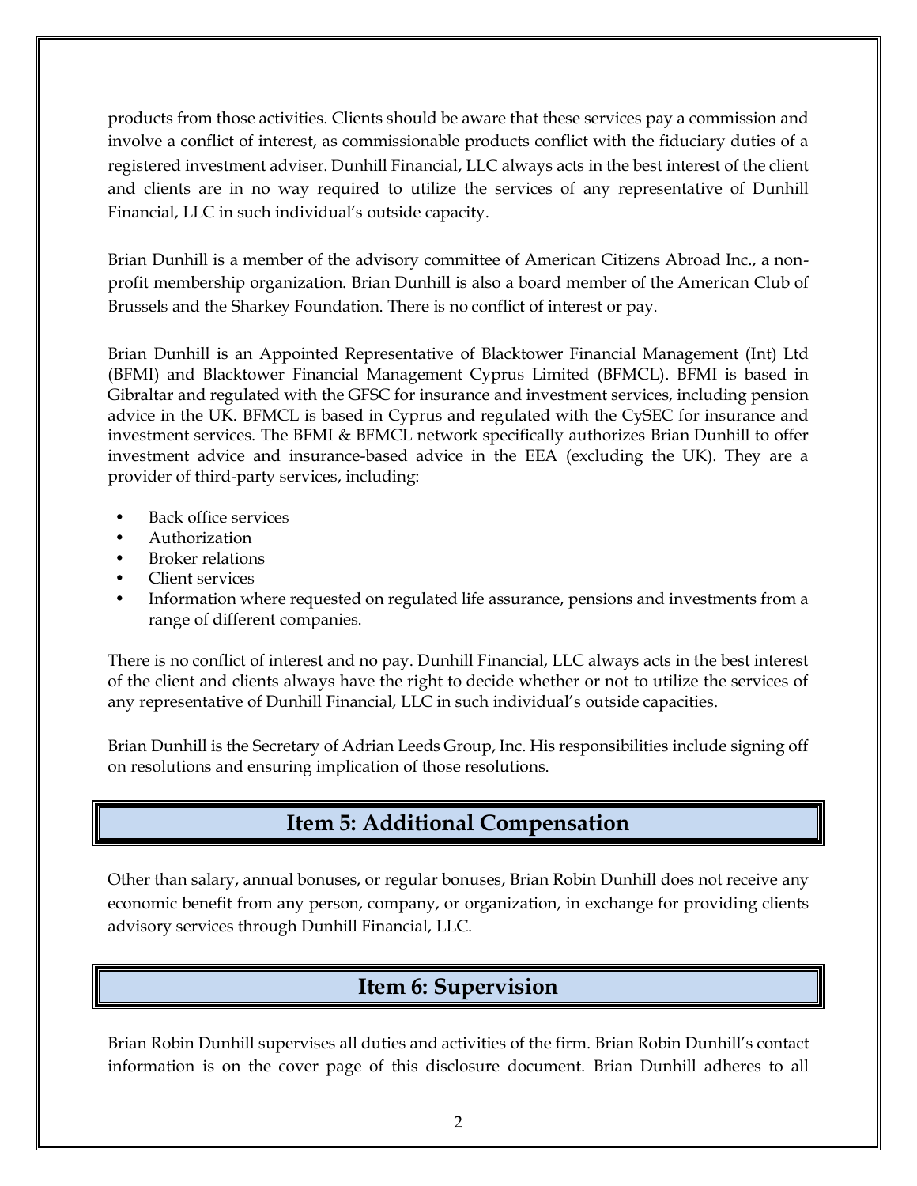products from those activities. Clients should be aware that these services pay a commission and involve a conflict of interest, as commissionable products conflict with the fiduciary duties of a registered investment adviser. Dunhill Financial, LLC always acts in the best interest of the client and clients are in no way required to utilize the services of any representative of Dunhill Financial, LLC in such individual's outside capacity.

Brian Dunhill is a member of the advisory committee of American Citizens Abroad Inc., a non-profit membership organization. Brian Dunhill is also a board member of the American Club of Brussels and the Sharkey Foundation. There is no conflict of interest or pay.

Brian Dunhill is an Appointed Representative of Blacktower Financial Management (Int) Ltd (BFMI) and Blacktower Financial Management Cyprus Limited (BFMCL). BFMI is based in Gibraltar and regulated with the GFSC for insurance and investment services, including pension advice in the UK. BFMCL is based in Cyprus and regulated with the CySEC for insurance and investment services. The BFMI & BFMCL network specifically authorizes Brian Dunhill to offer investment advice and insurance-based advice in the EEA (excluding the UK). They are a provider of third-party services, including:

- Back office services
- Authorization
- Broker relations
- Client services
- Information where requested on regulated life assurance, pensions and investments from a range of different companies.

There is no conflict of interest and no pay. Dunhill Financial, LLC always acts in the best interest of the client and clients always have the right to decide whether or not to utilize the services of any representative of Dunhill Financial, LLC in such individual's outside capacities.

Brian Dunhill is the Secretary of Adrian Leeds Group, Inc. His responsibilities include signing off on resolutions and ensuring implication of those resolutions.

## Item 5: Additional Compensation

Other than salary, annual bonuses, or regular bonuses, Brian Robin Dunhill does not receive any economic benefit from any person, company, or organization, in exchange for providing clients advisory services through Dunhill Financial, LLC.

## Item 6: Supervision

Brian Robin Dunhill supervises all duties and activities of the firm. Brian Robin Dunhill's contact information is on the cover page of this disclosure document. Brian Dunhill adheres to all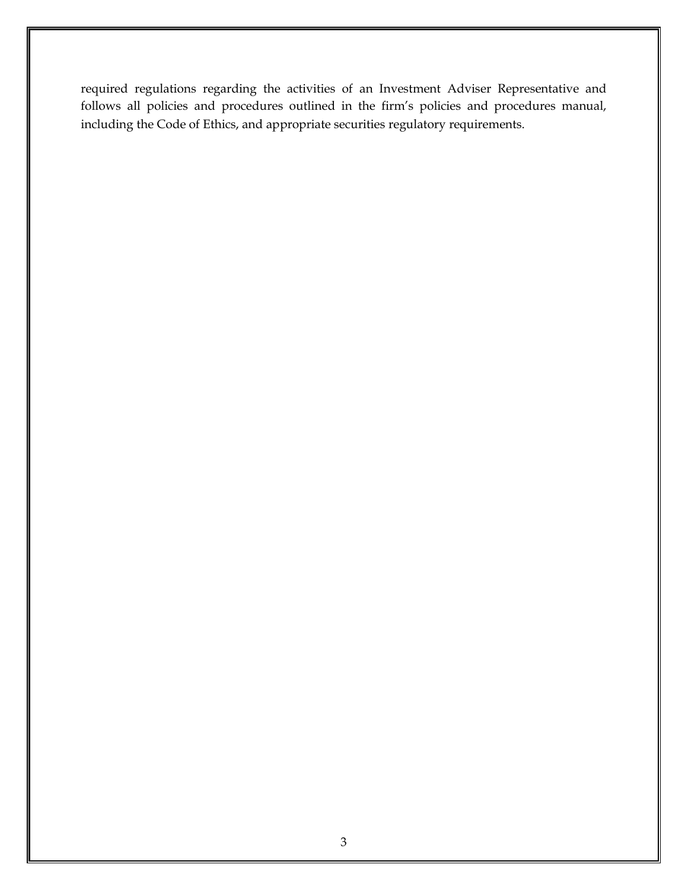required regulations regarding the activities of an Investment Adviser Representative and follows all policies and procedures outlined in the firm's policies and procedures manual, including the Code of Ethics, and appropriate securities regulatory requirements.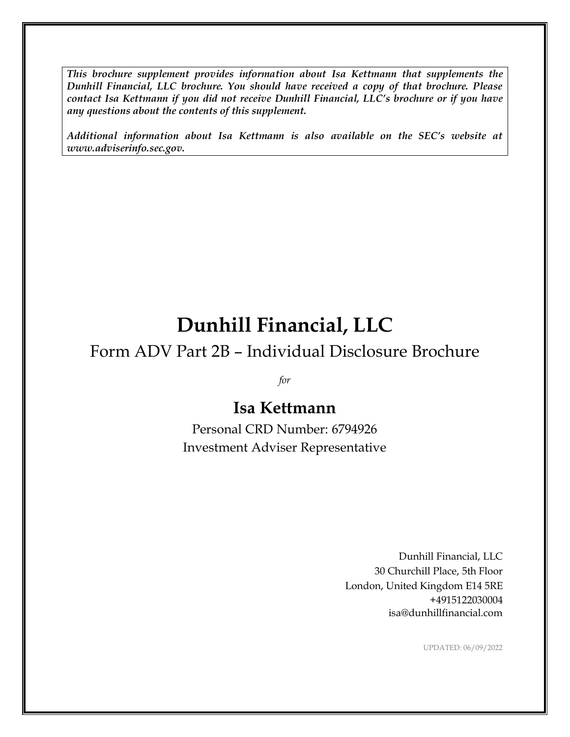***This brochure supplement provides information about Isa Kettmann that supplements the Dunhill Financial, LLC brochure. You should have received a copy of that brochure. Please contact Isa Kettmann if you did not receive Dunhill Financial, LLC's brochure or if you have any questions about the contents of this supplement.***

***Additional information about Isa Kettmann is also available on the SEC's website at www.adviserinfo.sec.gov.***

# Dunhill Financial, LLC

## Form ADV Part 2B – Individual Disclosure Brochure

*for*

## Isa Kettmann

Personal CRD Number: 6794926
Investment Adviser Representative

Dunhill Financial, LLC
30 Churchill Place, 5th Floor
London, United Kingdom E14 5RE
+4915122030004
isa@dunhillfinancial.com

UPDATED: 06/09/2022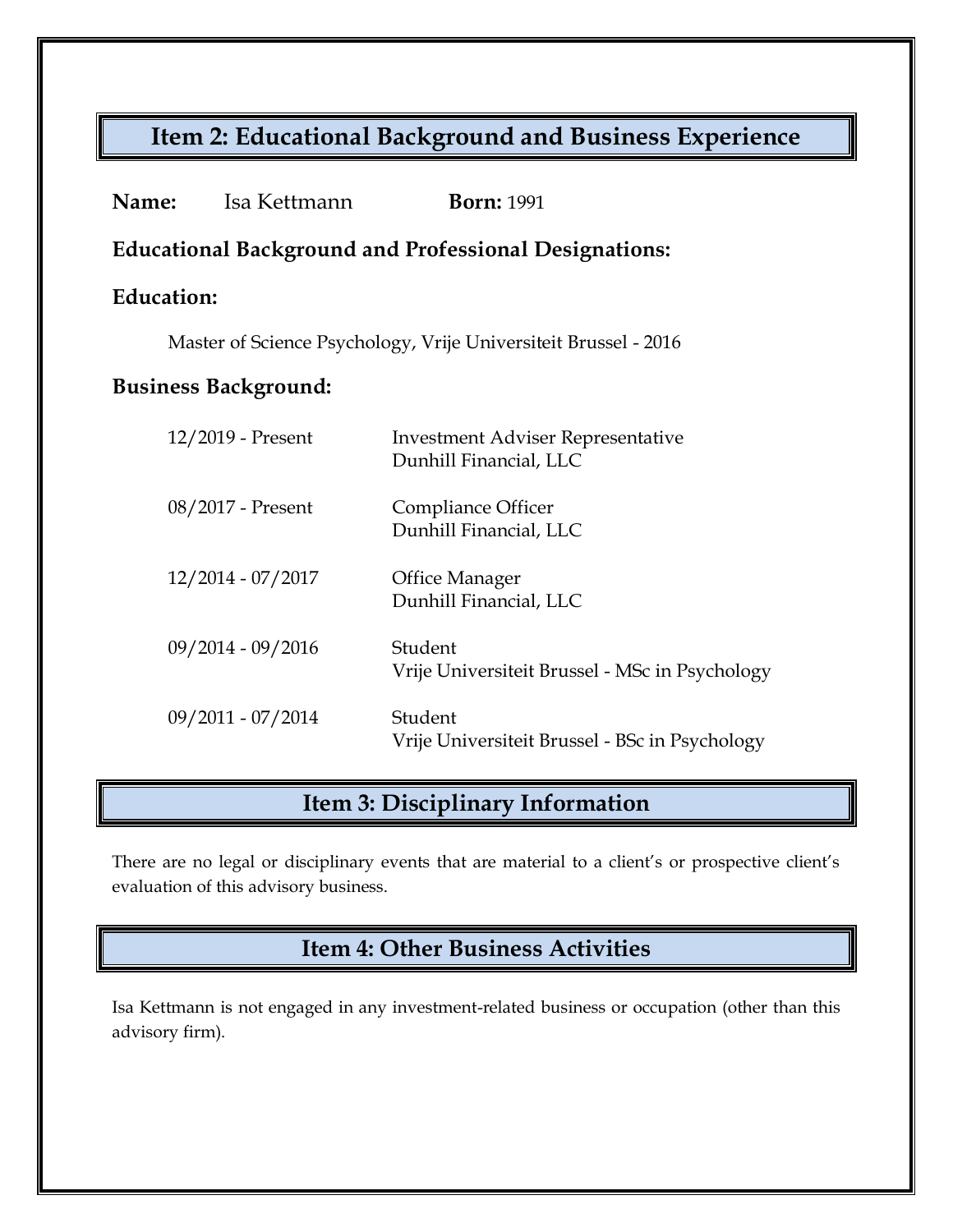## Item 2: Educational Background and Business Experience

**Name:** Isa Kettmann **Born:** 1991

**Educational Background and Professional Designations:**

**Education:**

Master of Science Psychology, Vrije Universiteit Brussel - 2016

**Business Background:**

| | |
|---|---|
| 12/2019 - Present | Investment Adviser Representative<br>Dunhill Financial, LLC |
| 08/2017 - Present | Compliance Officer<br>Dunhill Financial, LLC |
| 12/2014 - 07/2017 | Office Manager<br>Dunhill Financial, LLC |
| 09/2014 - 09/2016 | Student<br>Vrije Universiteit Brussel - MSc in Psychology |
| 09/2011 - 07/2014 | Student<br>Vrije Universiteit Brussel - BSc in Psychology |

## Item 3: Disciplinary Information

There are no legal or disciplinary events that are material to a client's or prospective client's evaluation of this advisory business.

## Item 4: Other Business Activities

Isa Kettmann is not engaged in any investment-related business or occupation (other than this advisory firm).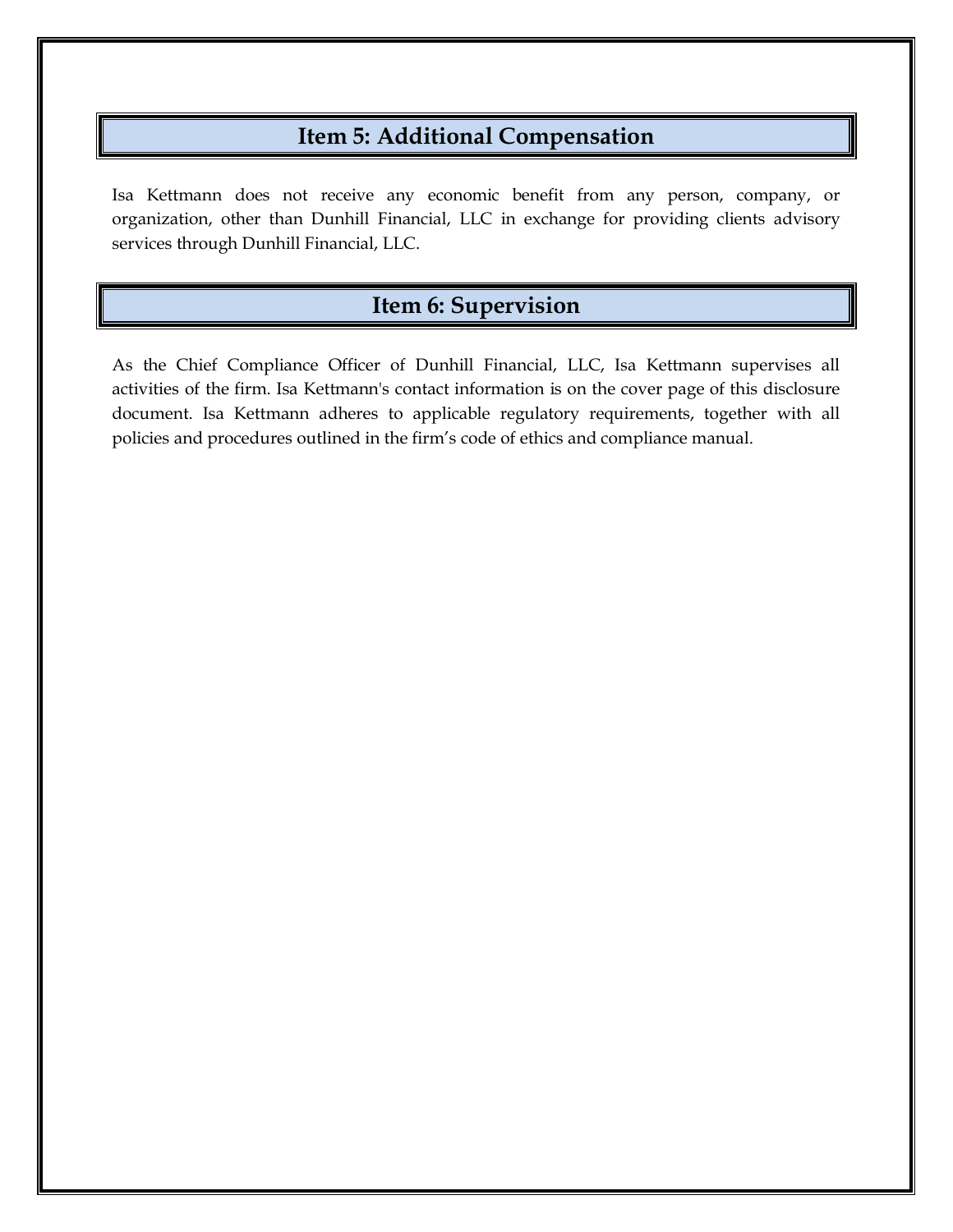## Item 5: Additional Compensation

Isa Kettmann does not receive any economic benefit from any person, company, or organization, other than Dunhill Financial, LLC in exchange for providing clients advisory services through Dunhill Financial, LLC.

## Item 6: Supervision

As the Chief Compliance Officer of Dunhill Financial, LLC, Isa Kettmann supervises all activities of the firm. Isa Kettmann's contact information is on the cover page of this disclosure document. Isa Kettmann adheres to applicable regulatory requirements, together with all policies and procedures outlined in the firm's code of ethics and compliance manual.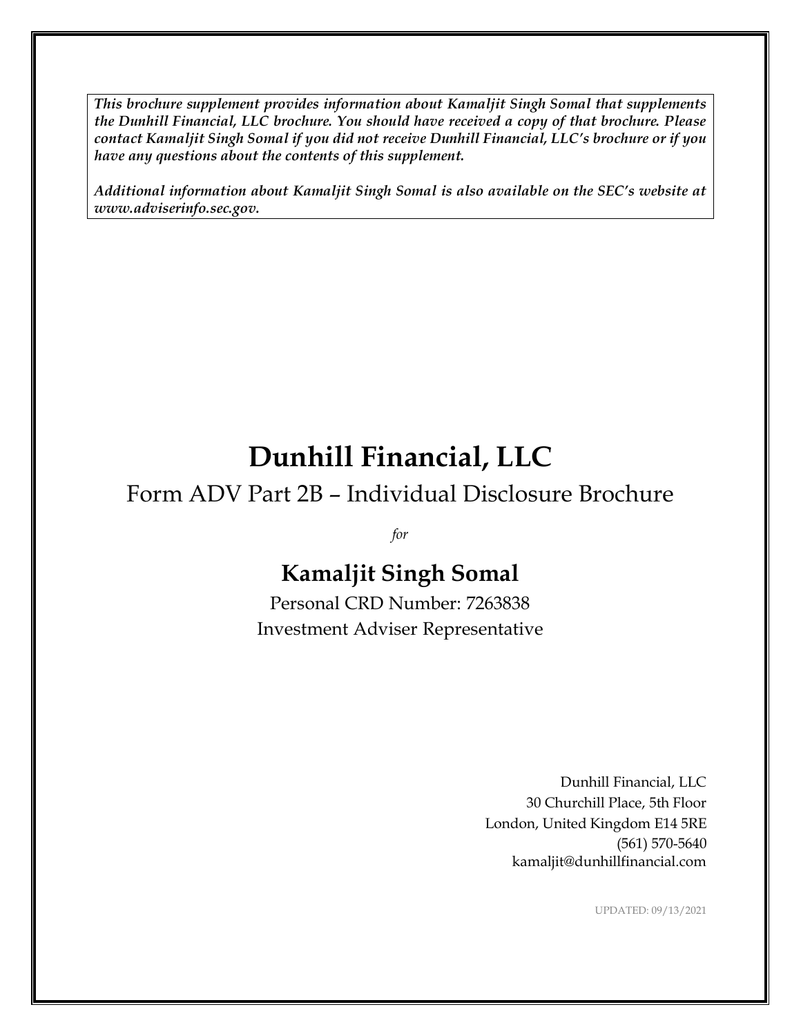***This brochure supplement provides information about Kamaljit Singh Somal that supplements the Dunhill Financial, LLC brochure. You should have received a copy of that brochure. Please contact Kamaljit Singh Somal if you did not receive Dunhill Financial, LLC's brochure or if you have any questions about the contents of this supplement.***

***Additional information about Kamaljit Singh Somal is also available on the SEC's website at www.adviserinfo.sec.gov.***

# Dunhill Financial, LLC

## Form ADV Part 2B – Individual Disclosure Brochure

*for*

## Kamaljit Singh Somal

Personal CRD Number: 7263838

Investment Adviser Representative

Dunhill Financial, LLC
30 Churchill Place, 5th Floor
London, United Kingdom E14 5RE
(561) 570-5640
kamaljit@dunhillfinancial.com

UPDATED: 09/13/2021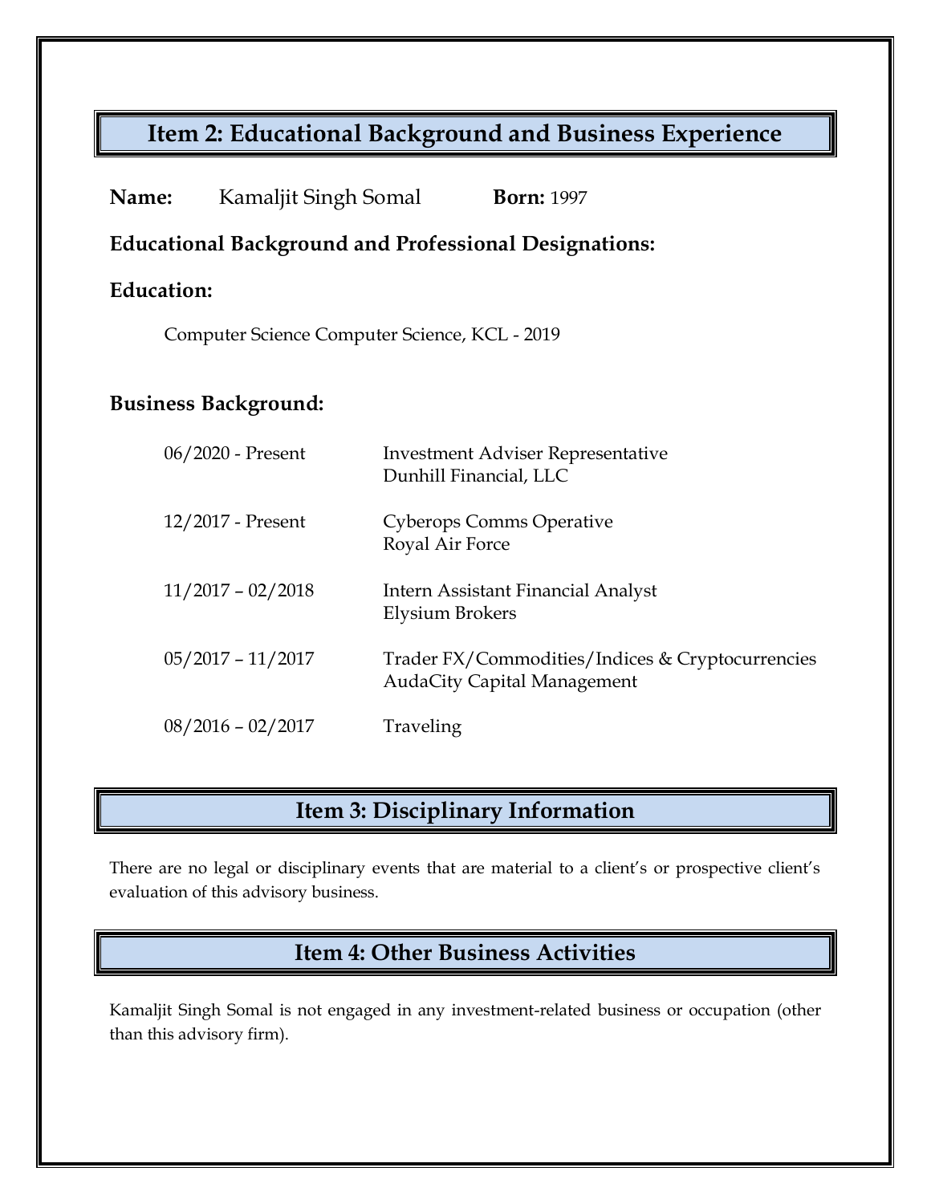## Item 2: Educational Background and Business Experience

**Name:** Kamaljit Singh Somal **Born:** 1997

**Educational Background and Professional Designations:**

**Education:**

Computer Science Computer Science, KCL - 2019

**Business Background:**

| | |
|---|---|
| 06/2020 - Present | Investment Adviser Representative<br>Dunhill Financial, LLC |
| 12/2017 - Present | Cyberops Comms Operative<br>Royal Air Force |
| 11/2017 – 02/2018 | Intern Assistant Financial Analyst<br>Elysium Brokers |
| 05/2017 – 11/2017 | Trader FX/Commodities/Indices & Cryptocurrencies<br>AudaCity Capital Management |
| 08/2016 – 02/2017 | Traveling |

## Item 3: Disciplinary Information

There are no legal or disciplinary events that are material to a client's or prospective client's evaluation of this advisory business.

## Item 4: Other Business Activities

Kamaljit Singh Somal is not engaged in any investment-related business or occupation (other than this advisory firm).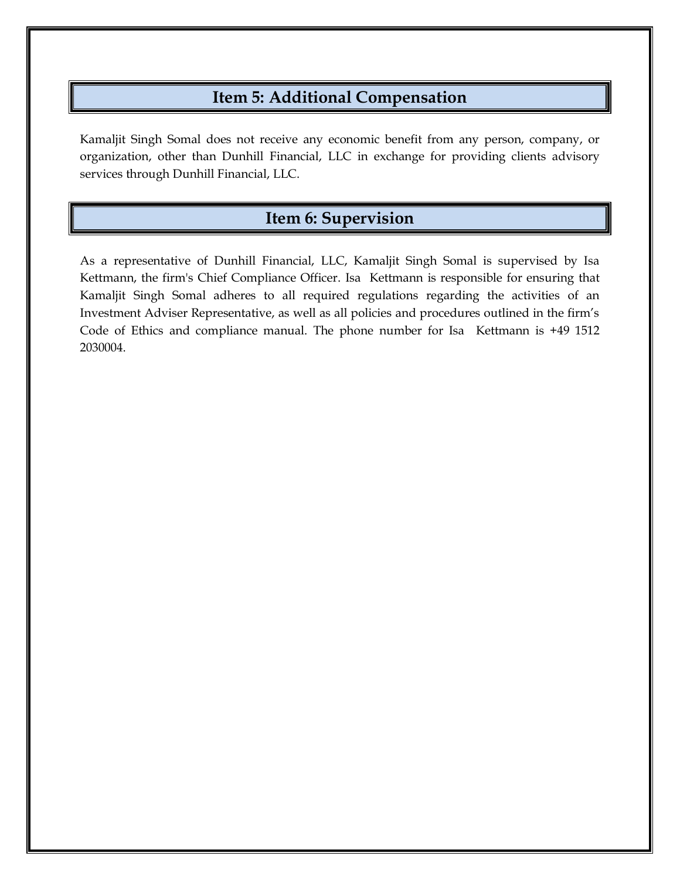## Item 5: Additional Compensation

Kamaljit Singh Somal does not receive any economic benefit from any person, company, or organization, other than Dunhill Financial, LLC in exchange for providing clients advisory services through Dunhill Financial, LLC.

## Item 6: Supervision

As a representative of Dunhill Financial, LLC, Kamaljit Singh Somal is supervised by Isa Kettmann, the firm's Chief Compliance Officer. Isa Kettmann is responsible for ensuring that Kamaljit Singh Somal adheres to all required regulations regarding the activities of an Investment Adviser Representative, as well as all policies and procedures outlined in the firm's Code of Ethics and compliance manual. The phone number for Isa Kettmann is +49 1512 2030004.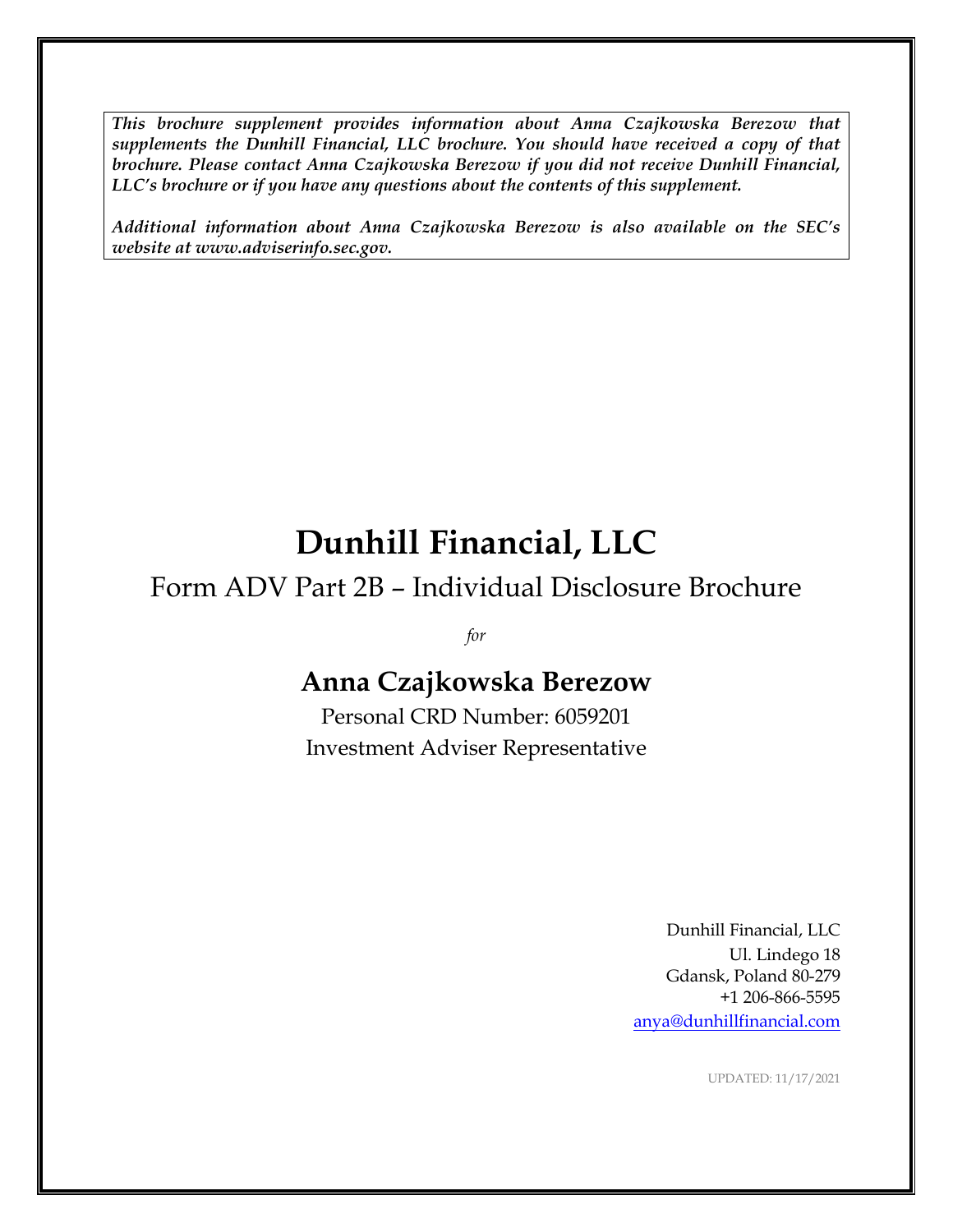***This brochure supplement provides information about Anna Czajkowska Berezow that supplements the Dunhill Financial, LLC brochure. You should have received a copy of that brochure. Please contact Anna Czajkowska Berezow if you did not receive Dunhill Financial, LLC's brochure or if you have any questions about the contents of this supplement.***

***Additional information about Anna Czajkowska Berezow is also available on the SEC's website at www.adviserinfo.sec.gov.***

# Dunhill Financial, LLC

## Form ADV Part 2B – Individual Disclosure Brochure

*for*

## Anna Czajkowska Berezow

Personal CRD Number: 6059201

Investment Adviser Representative

Dunhill Financial, LLC
Ul. Lindego 18
Gdansk, Poland 80-279
+1 206-866-5595
anya@dunhillfinancial.com

UPDATED: 11/17/2021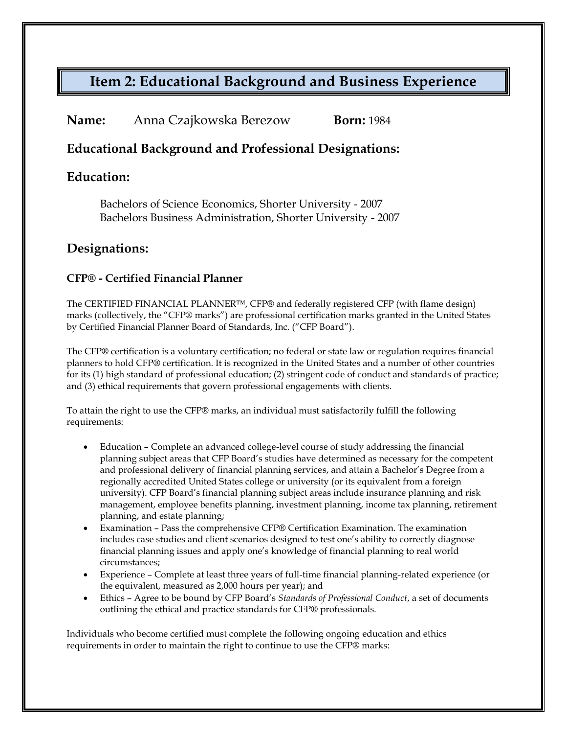# Item 2: Educational Background and Business Experience

**Name:** Anna Czajkowska Berezow **Born:** 1984

## Educational Background and Professional Designations:

## Education:

Bachelors of Science Economics, Shorter University - 2007
Bachelors Business Administration, Shorter University - 2007

## Designations:

### CFP® - Certified Financial Planner

The CERTIFIED FINANCIAL PLANNER™, CFP® and federally registered CFP (with flame design) marks (collectively, the "CFP® marks") are professional certification marks granted in the United States by Certified Financial Planner Board of Standards, Inc. ("CFP Board").

The CFP® certification is a voluntary certification; no federal or state law or regulation requires financial planners to hold CFP® certification. It is recognized in the United States and a number of other countries for its (1) high standard of professional education; (2) stringent code of conduct and standards of practice; and (3) ethical requirements that govern professional engagements with clients.

To attain the right to use the CFP® marks, an individual must satisfactorily fulfill the following requirements:

- Education – Complete an advanced college-level course of study addressing the financial planning subject areas that CFP Board's studies have determined as necessary for the competent and professional delivery of financial planning services, and attain a Bachelor's Degree from a regionally accredited United States college or university (or its equivalent from a foreign university). CFP Board's financial planning subject areas include insurance planning and risk management, employee benefits planning, investment planning, income tax planning, retirement planning, and estate planning;
- Examination – Pass the comprehensive CFP® Certification Examination. The examination includes case studies and client scenarios designed to test one's ability to correctly diagnose financial planning issues and apply one's knowledge of financial planning to real world circumstances;
- Experience – Complete at least three years of full-time financial planning-related experience (or the equivalent, measured as 2,000 hours per year); and
- Ethics – Agree to be bound by CFP Board's *Standards of Professional Conduct*, a set of documents outlining the ethical and practice standards for CFP® professionals.

Individuals who become certified must complete the following ongoing education and ethics requirements in order to maintain the right to continue to use the CFP® marks: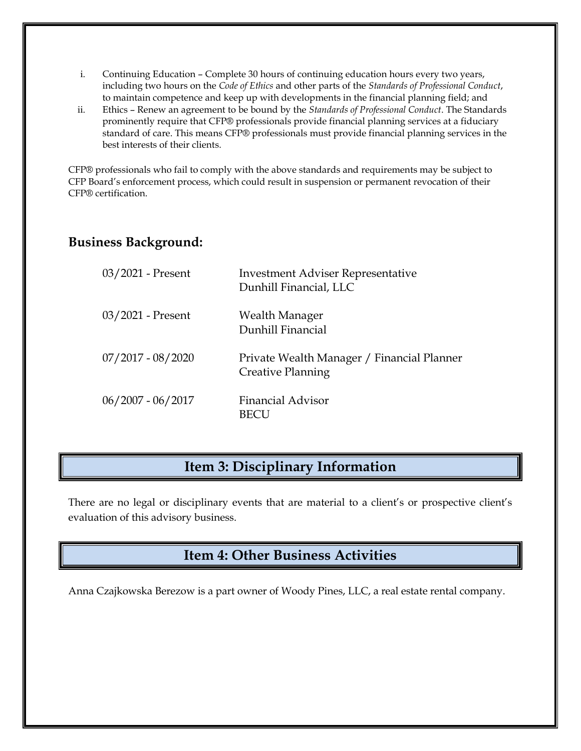i. Continuing Education – Complete 30 hours of continuing education hours every two years, including two hours on the *Code of Ethics* and other parts of the *Standards of Professional Conduct*, to maintain competence and keep up with developments in the financial planning field; and
ii. Ethics – Renew an agreement to be bound by the *Standards of Professional Conduct*. The Standards prominently require that CFP® professionals provide financial planning services at a fiduciary standard of care. This means CFP® professionals must provide financial planning services in the best interests of their clients.

CFP® professionals who fail to comply with the above standards and requirements may be subject to CFP Board's enforcement process, which could result in suspension or permanent revocation of their CFP® certification.

### Business Background:

| | |
|---|---|
| 03/2021 - Present | Investment Adviser Representative<br>Dunhill Financial, LLC |
| 03/2021 - Present | Wealth Manager<br>Dunhill Financial |
| 07/2017 - 08/2020 | Private Wealth Manager / Financial Planner<br>Creative Planning |
| 06/2007 - 06/2017 | Financial Advisor<br>BECU |

## Item 3: Disciplinary Information

There are no legal or disciplinary events that are material to a client's or prospective client's evaluation of this advisory business.

## Item 4: Other Business Activities

Anna Czajkowska Berezow is a part owner of Woody Pines, LLC, a real estate rental company.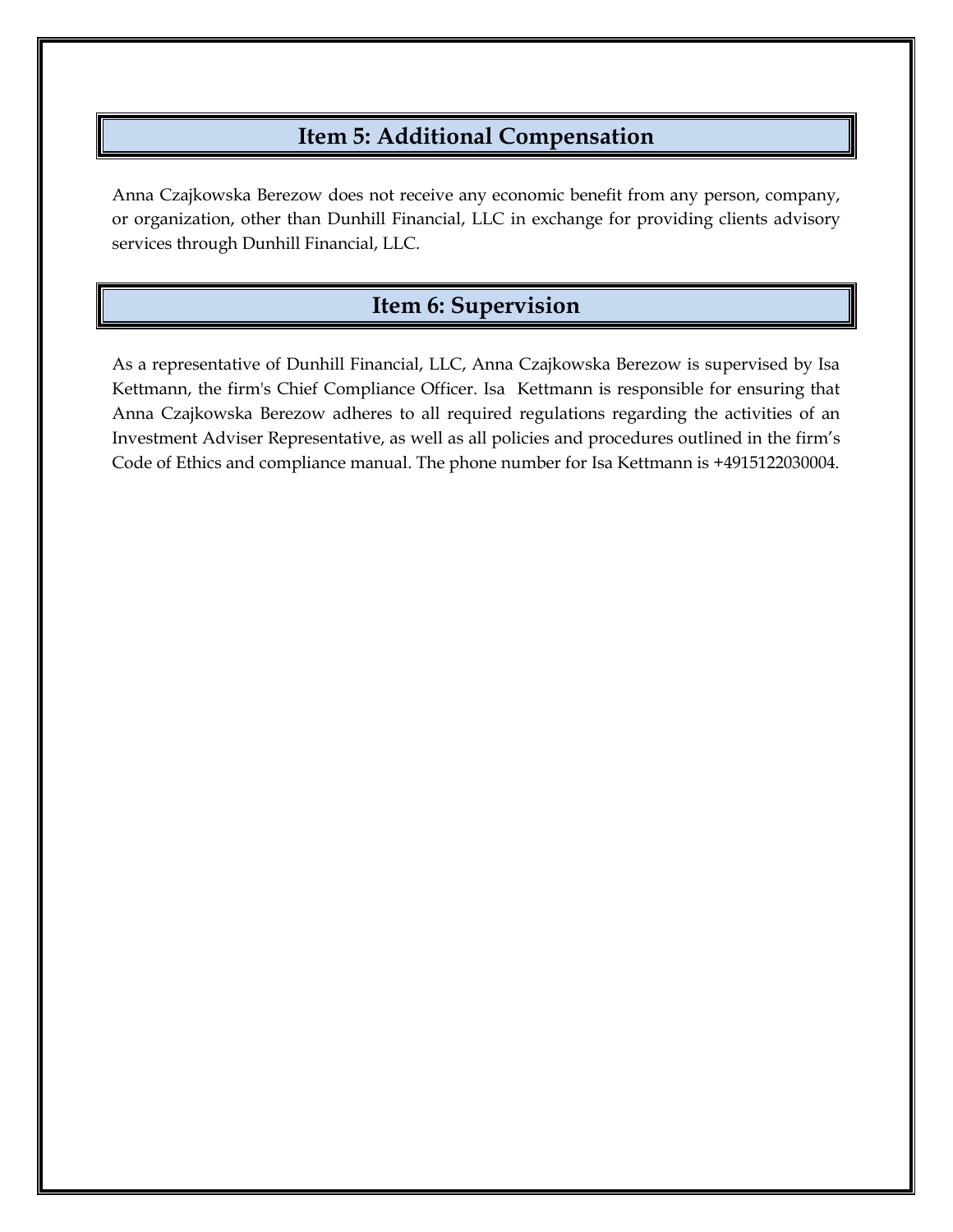## Item 5: Additional Compensation

Anna Czajkowska Berezow does not receive any economic benefit from any person, company, or organization, other than Dunhill Financial, LLC in exchange for providing clients advisory services through Dunhill Financial, LLC.

## Item 6: Supervision

As a representative of Dunhill Financial, LLC, Anna Czajkowska Berezow is supervised by Isa Kettmann, the firm's Chief Compliance Officer. Isa Kettmann is responsible for ensuring that Anna Czajkowska Berezow adheres to all required regulations regarding the activities of an Investment Adviser Representative, as well as all policies and procedures outlined in the firm's Code of Ethics and compliance manual. The phone number for Isa Kettmann is +4915122030004.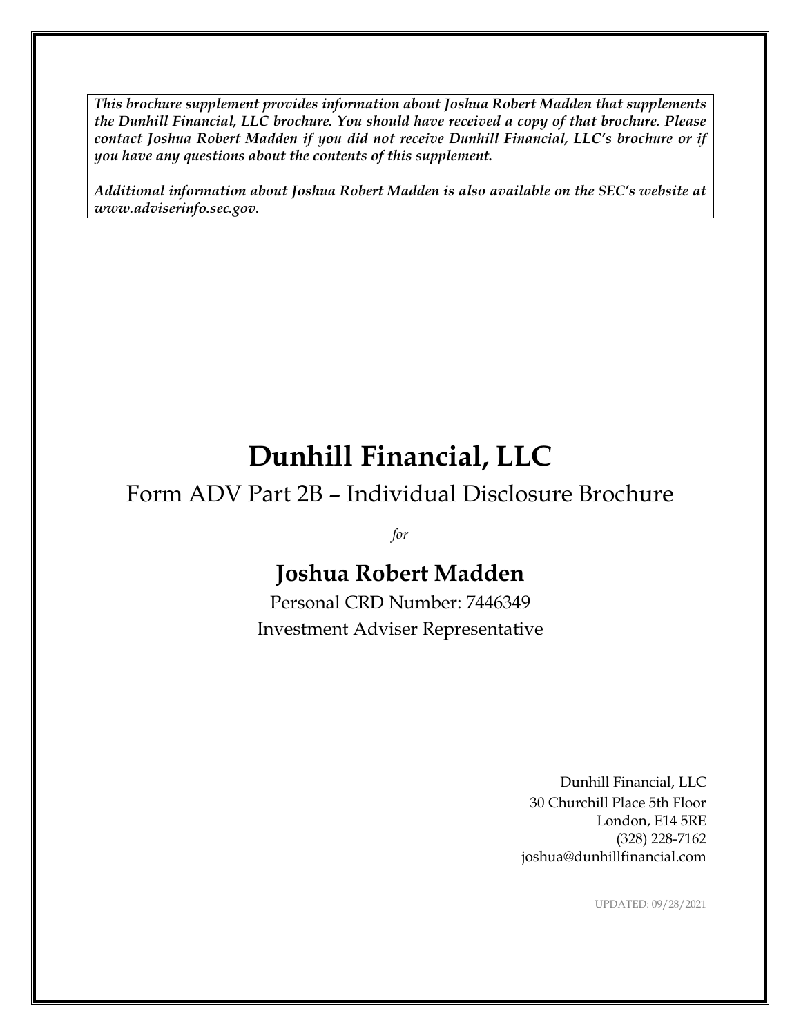***This brochure supplement provides information about Joshua Robert Madden that supplements the Dunhill Financial, LLC brochure. You should have received a copy of that brochure. Please contact Joshua Robert Madden if you did not receive Dunhill Financial, LLC's brochure or if you have any questions about the contents of this supplement.***

***Additional information about Joshua Robert Madden is also available on the SEC's website at www.adviserinfo.sec.gov.***

# Dunhill Financial, LLC

## Form ADV Part 2B – Individual Disclosure Brochure

*for*

## Joshua Robert Madden

Personal CRD Number: 7446349

Investment Adviser Representative

Dunhill Financial, LLC
30 Churchill Place 5th Floor
London, E14 5RE
(328) 228-7162
joshua@dunhillfinancial.com

UPDATED: 09/28/2021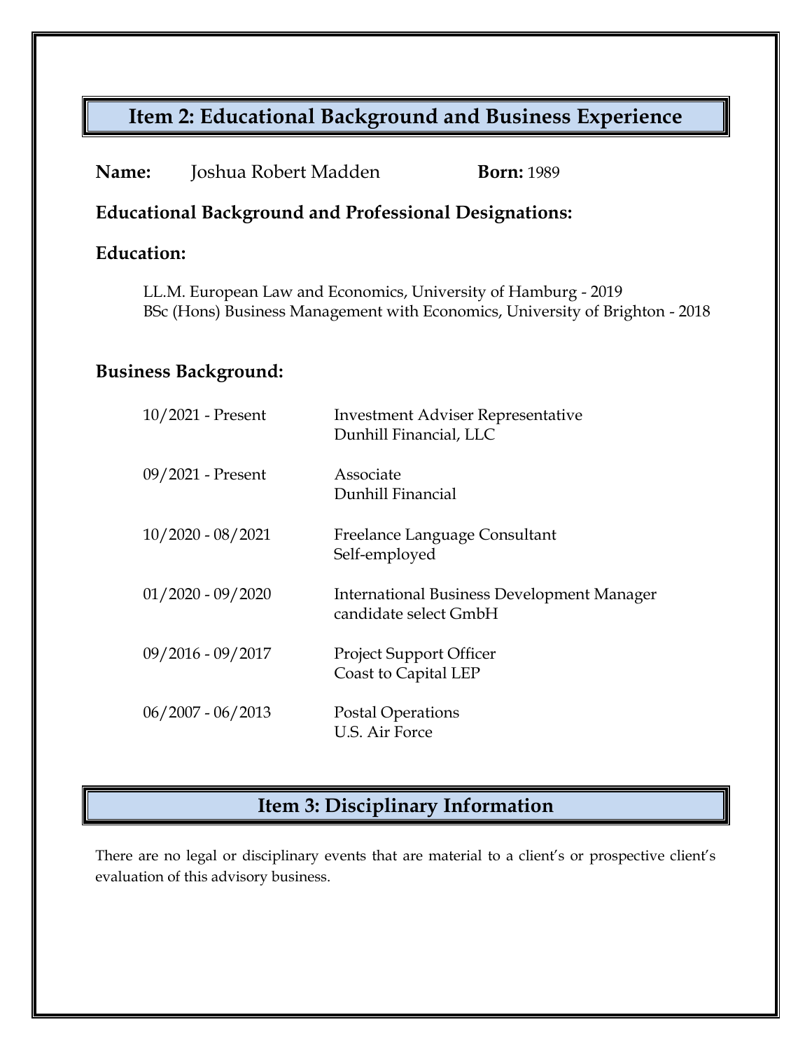## Item 2: Educational Background and Business Experience

**Name:** Joshua Robert Madden **Born:** 1989

**Educational Background and Professional Designations:**

**Education:**

LL.M. European Law and Economics, University of Hamburg - 2019
BSc (Hons) Business Management with Economics, University of Brighton - 2018

**Business Background:**

| | |
|---|---|
| 10/2021 - Present | Investment Adviser Representative<br>Dunhill Financial, LLC |
| 09/2021 - Present | Associate<br>Dunhill Financial |
| 10/2020 - 08/2021 | Freelance Language Consultant<br>Self-employed |
| 01/2020 - 09/2020 | International Business Development Manager<br>candidate select GmbH |
| 09/2016 - 09/2017 | Project Support Officer<br>Coast to Capital LEP |
| 06/2007 - 06/2013 | Postal Operations<br>U.S. Air Force |

## Item 3: Disciplinary Information

There are no legal or disciplinary events that are material to a client's or prospective client's evaluation of this advisory business.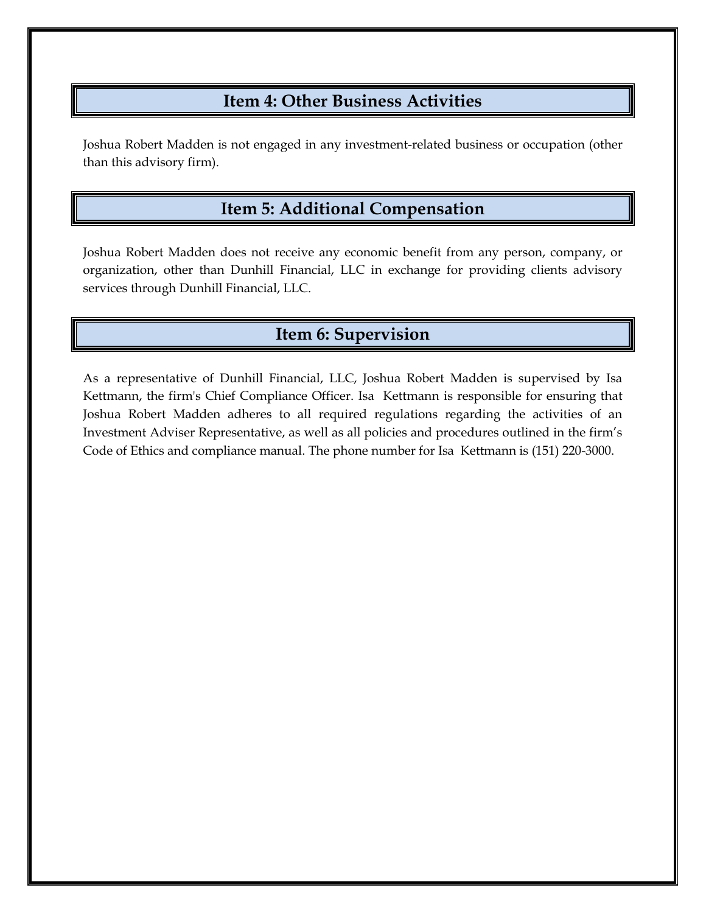## Item 4: Other Business Activities

Joshua Robert Madden is not engaged in any investment-related business or occupation (other than this advisory firm).

## Item 5: Additional Compensation

Joshua Robert Madden does not receive any economic benefit from any person, company, or organization, other than Dunhill Financial, LLC in exchange for providing clients advisory services through Dunhill Financial, LLC.

## Item 6: Supervision

As a representative of Dunhill Financial, LLC, Joshua Robert Madden is supervised by Isa Kettmann, the firm's Chief Compliance Officer. Isa Kettmann is responsible for ensuring that Joshua Robert Madden adheres to all required regulations regarding the activities of an Investment Adviser Representative, as well as all policies and procedures outlined in the firm's Code of Ethics and compliance manual. The phone number for Isa Kettmann is (151) 220-3000.